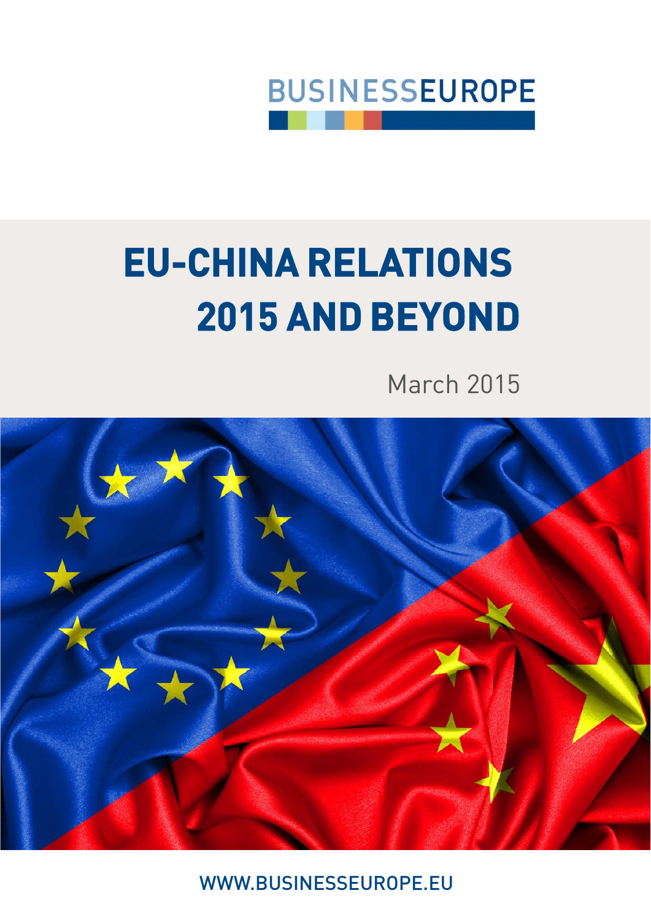BUSINESSEUROPE

# EU-CHINA RELATIONS 2015 AND BEYOND

March 2015

WWW.BUSINESSEUROPE.EU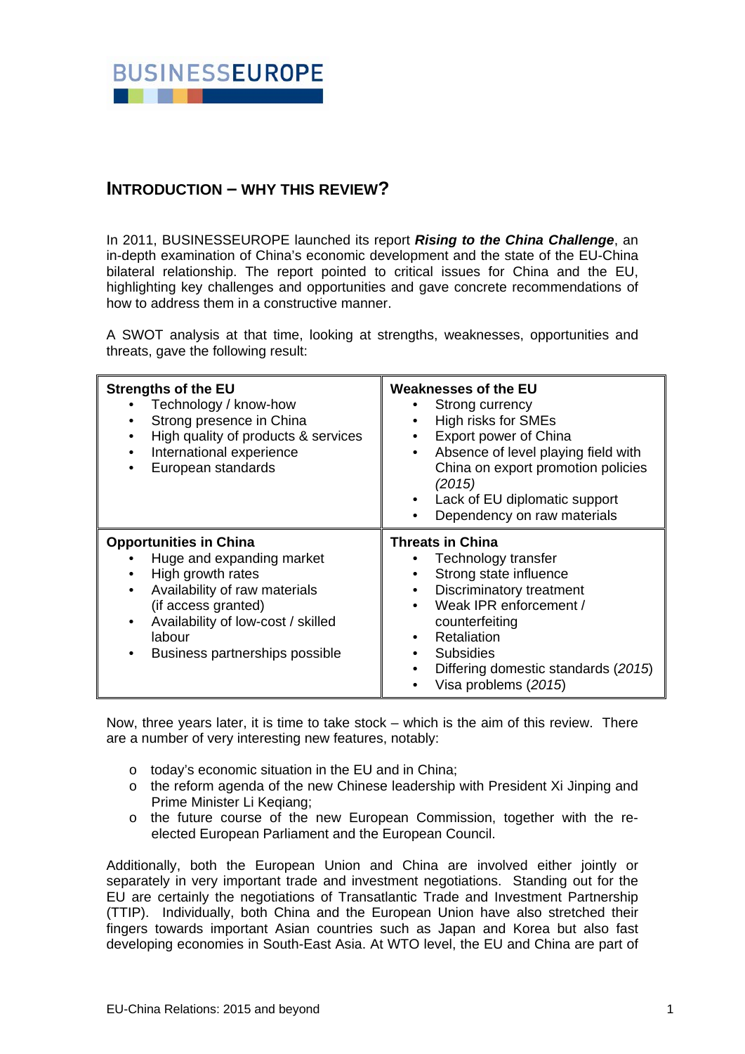## INTRODUCTION – WHY THIS REVIEW?

In 2011, BUSINESSEUROPE launched its report ***Rising to the China Challenge***, an in-depth examination of China's economic development and the state of the EU-China bilateral relationship. The report pointed to critical issues for China and the EU, highlighting key challenges and opportunities and gave concrete recommendations of how to address them in a constructive manner.

A SWOT analysis at that time, looking at strengths, weaknesses, opportunities and threats, gave the following result:

| **Strengths of the EU** | **Weaknesses of the EU** |
|---|---|
| • Technology / know-how<br>• Strong presence in China<br>• High quality of products & services<br>• International experience<br>• European standards | • Strong currency<br>• High risks for SMEs<br>• Export power of China<br>• Absence of level playing field with China on export promotion policies *(2015)*<br>• Lack of EU diplomatic support<br>• Dependency on raw materials |
| **Opportunities in China** | **Threats in China** |
| • Huge and expanding market<br>• High growth rates<br>• Availability of raw materials (if access granted)<br>• Availability of low-cost / skilled labour<br>• Business partnerships possible | • Technology transfer<br>• Strong state influence<br>• Discriminatory treatment<br>• Weak IPR enforcement / counterfeiting<br>• Retaliation<br>• Subsidies<br>• Differing domestic standards (*2015*)<br>• Visa problems (*2015*) |

Now, three years later, it is time to take stock – which is the aim of this review. There are a number of very interesting new features, notably:

- today's economic situation in the EU and in China;
- the reform agenda of the new Chinese leadership with President Xi Jinping and Prime Minister Li Keqiang;
- the future course of the new European Commission, together with the re-elected European Parliament and the European Council.

Additionally, both the European Union and China are involved either jointly or separately in very important trade and investment negotiations. Standing out for the EU are certainly the negotiations of Transatlantic Trade and Investment Partnership (TTIP). Individually, both China and the European Union have also stretched their fingers towards important Asian countries such as Japan and Korea but also fast developing economies in South-East Asia. At WTO level, the EU and China are part of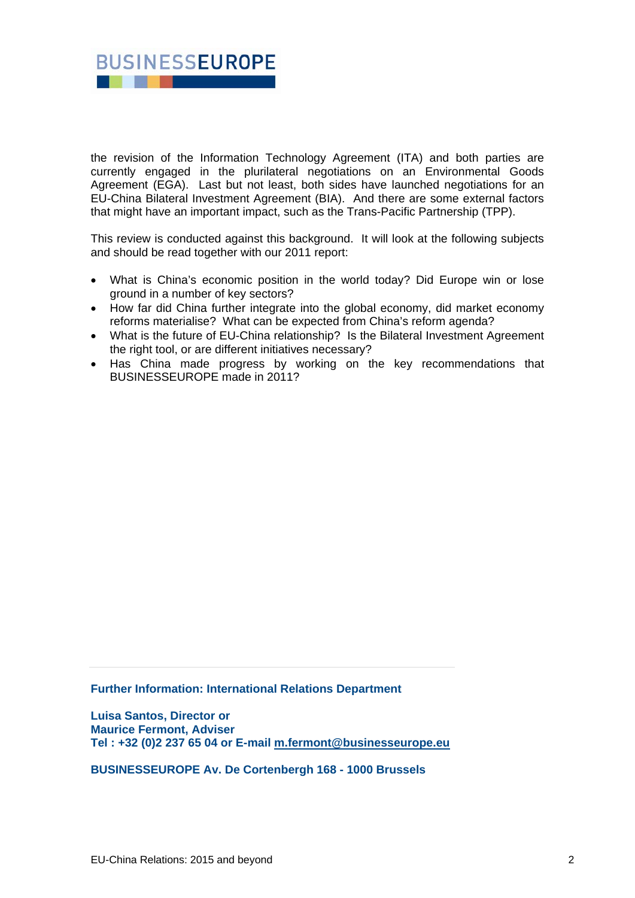the revision of the Information Technology Agreement (ITA) and both parties are currently engaged in the plurilateral negotiations on an Environmental Goods Agreement (EGA). Last but not least, both sides have launched negotiations for an EU-China Bilateral Investment Agreement (BIA). And there are some external factors that might have an important impact, such as the Trans-Pacific Partnership (TPP).

This review is conducted against this background. It will look at the following subjects and should be read together with our 2011 report:

- What is China's economic position in the world today? Did Europe win or lose ground in a number of key sectors?
- How far did China further integrate into the global economy, did market economy reforms materialise? What can be expected from China's reform agenda?
- What is the future of EU-China relationship? Is the Bilateral Investment Agreement the right tool, or are different initiatives necessary?
- Has China made progress by working on the key recommendations that BUSINESSEUROPE made in 2011?

---

**Further Information: International Relations Department**

**Luisa Santos, Director or**
**Maurice Fermont, Adviser**
**Tel : +32 (0)2 237 65 04 or E-mail m.fermont@businesseurope.eu**

**BUSINESSEUROPE Av. De Cortenbergh 168 - 1000 Brussels**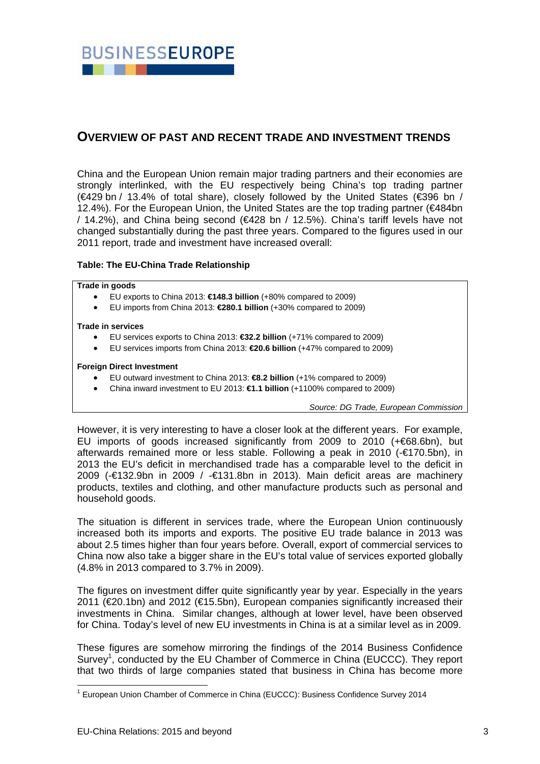## OVERVIEW OF PAST AND RECENT TRADE AND INVESTMENT TRENDS

China and the European Union remain major trading partners and their economies are strongly interlinked, with the EU respectively being China's top trading partner (€429 bn / 13.4% of total share), closely followed by the United States (€396 bn / 12.4%). For the European Union, the United States are the top trading partner (€484bn / 14.2%), and China being second (€428 bn / 12.5%). China's tariff levels have not changed substantially during the past three years. Compared to the figures used in our 2011 report, trade and investment have increased overall:

**Table: The EU-China Trade Relationship**

**Trade in goods**

- EU exports to China 2013: **€148.3 billion** (+80% compared to 2009)
- EU imports from China 2013: **€280.1 billion** (+30% compared to 2009)

**Trade in services**

- EU services exports to China 2013: **€32.2 billion** (+71% compared to 2009)
- EU services imports from China 2013: **€20.6 billion** (+47% compared to 2009)

**Foreign Direct Investment**

- EU outward investment to China 2013: **€8.2 billion** (+1% compared to 2009)
- China inward investment to EU 2013: **€1.1 billion** (+1100% compared to 2009)

*Source: DG Trade, European Commission*

However, it is very interesting to have a closer look at the different years. For example, EU imports of goods increased significantly from 2009 to 2010 (+€68.6bn), but afterwards remained more or less stable. Following a peak in 2010 (-€170.5bn), in 2013 the EU's deficit in merchandised trade has a comparable level to the deficit in 2009 (-€132.9bn in 2009 / -€131.8bn in 2013). Main deficit areas are machinery products, textiles and clothing, and other manufacture products such as personal and household goods.

The situation is different in services trade, where the European Union continuously increased both its imports and exports. The positive EU trade balance in 2013 was about 2.5 times higher than four years before. Overall, export of commercial services to China now also take a bigger share in the EU's total value of services exported globally (4.8% in 2013 compared to 3.7% in 2009).

The figures on investment differ quite significantly year by year. Especially in the years 2011 (€20.1bn) and 2012 (€15.5bn), European companies significantly increased their investments in China. Similar changes, although at lower level, have been observed for China. Today's level of new EU investments in China is at a similar level as in 2009.

These figures are somehow mirroring the findings of the 2014 Business Confidence Survey[1], conducted by the EU Chamber of Commerce in China (EUCCC). They report that two thirds of large companies stated that business in China has become more

[1] European Union Chamber of Commerce in China (EUCCC): Business Confidence Survey 2014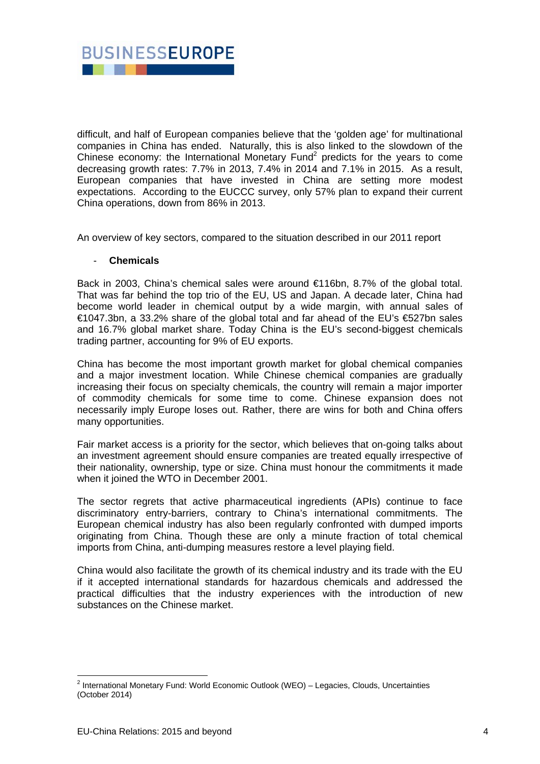difficult, and half of European companies believe that the 'golden age' for multinational companies in China has ended. Naturally, this is also linked to the slowdown of the Chinese economy: the International Monetary Fund[2] predicts for the years to come decreasing growth rates: 7.7% in 2013, 7.4% in 2014 and 7.1% in 2015. As a result, European companies that have invested in China are setting more modest expectations. According to the EUCCC survey, only 57% plan to expand their current China operations, down from 86% in 2013.

An overview of key sectors, compared to the situation described in our 2011 report

- **Chemicals**

Back in 2003, China's chemical sales were around €116bn, 8.7% of the global total. That was far behind the top trio of the EU, US and Japan. A decade later, China had become world leader in chemical output by a wide margin, with annual sales of €1047.3bn, a 33.2% share of the global total and far ahead of the EU's €527bn sales and 16.7% global market share. Today China is the EU's second-biggest chemicals trading partner, accounting for 9% of EU exports.

China has become the most important growth market for global chemical companies and a major investment location. While Chinese chemical companies are gradually increasing their focus on specialty chemicals, the country will remain a major importer of commodity chemicals for some time to come. Chinese expansion does not necessarily imply Europe loses out. Rather, there are wins for both and China offers many opportunities.

Fair market access is a priority for the sector, which believes that on-going talks about an investment agreement should ensure companies are treated equally irrespective of their nationality, ownership, type or size. China must honour the commitments it made when it joined the WTO in December 2001.

The sector regrets that active pharmaceutical ingredients (APIs) continue to face discriminatory entry-barriers, contrary to China's international commitments. The European chemical industry has also been regularly confronted with dumped imports originating from China. Though these are only a minute fraction of total chemical imports from China, anti-dumping measures restore a level playing field.

China would also facilitate the growth of its chemical industry and its trade with the EU if it accepted international standards for hazardous chemicals and addressed the practical difficulties that the industry experiences with the introduction of new substances on the Chinese market.

[2] International Monetary Fund: World Economic Outlook (WEO) – Legacies, Clouds, Uncertainties (October 2014)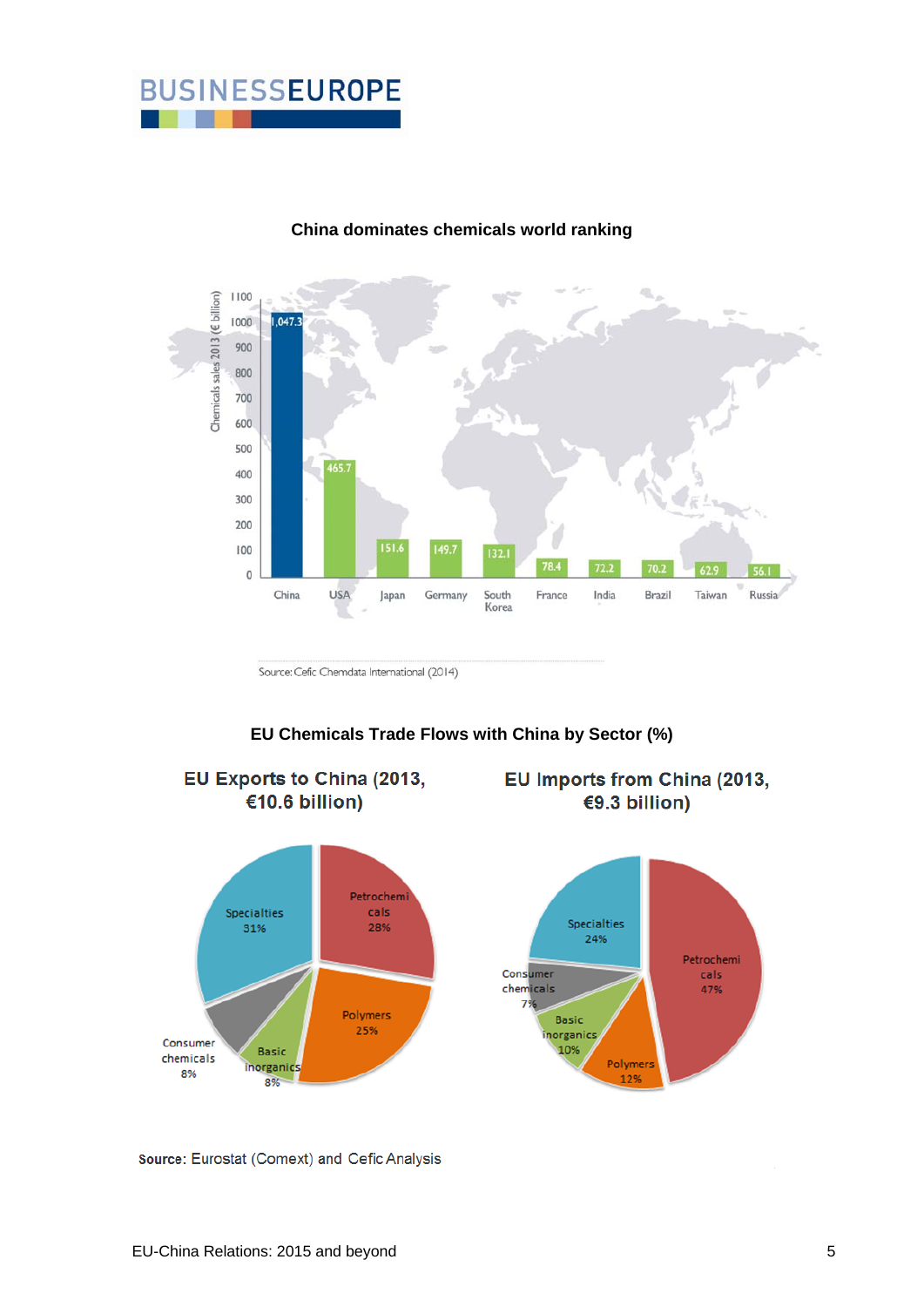**China dominates chemicals world ranking**

| Country | Chemicals sales 2013 (€ billion) |
| --- | --- |
| China | 1,047.3 |
| USA | 465.7 |
| Japan | 151.6 |
| Germany | 149.7 |
| South Korea | 132.1 |
| France | 78.4 |
| India | 72.2 |
| Brazil | 70.2 |
| Taiwan | 62.9 |
| Russia | 56.1 |

Source: Cefic Chemdata International (2014)

**EU Chemicals Trade Flows with China by Sector (%)**

| Sector | EU Exports to China (2013, €10.6 billion) | EU Imports from China (2013, €9.3 billion) |
| --- | --- | --- |
| Specialties | 31% | 24% |
| Petrochemicals | 28% | 47% |
| Polymers | 25% | 12% |
| Basic inorganics | 8% | 10% |
| Consumer chemicals | 8% | 7% |

Source: Eurostat (Comext) and Cefic Analysis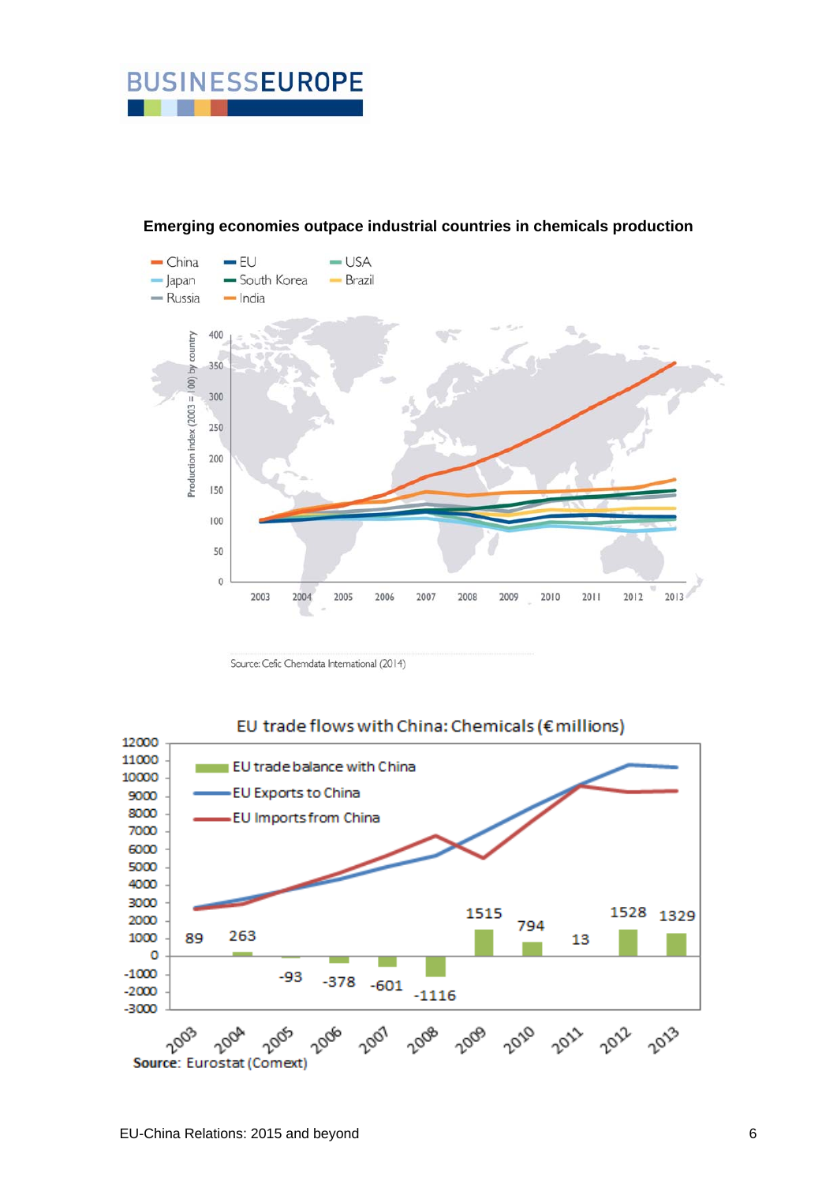**Emerging economies outpace industrial countries in chemicals production**

Source: Cefic Chemdata International (2014)

EU trade flows with China: Chemicals (€ millions)

| Year | 2003 | 2004 | 2005 | 2006 | 2007 | 2008 | 2009 | 2010 | 2011 | 2012 | 2013 |
|---|---|---|---|---|---|---|---|---|---|---|---|
| EU trade balance with China | 89 | 263 | -93 | -378 | -601 | -1116 | 1515 | 794 | 13 | 1528 | 1329 |

Source: Eurostat (Comext)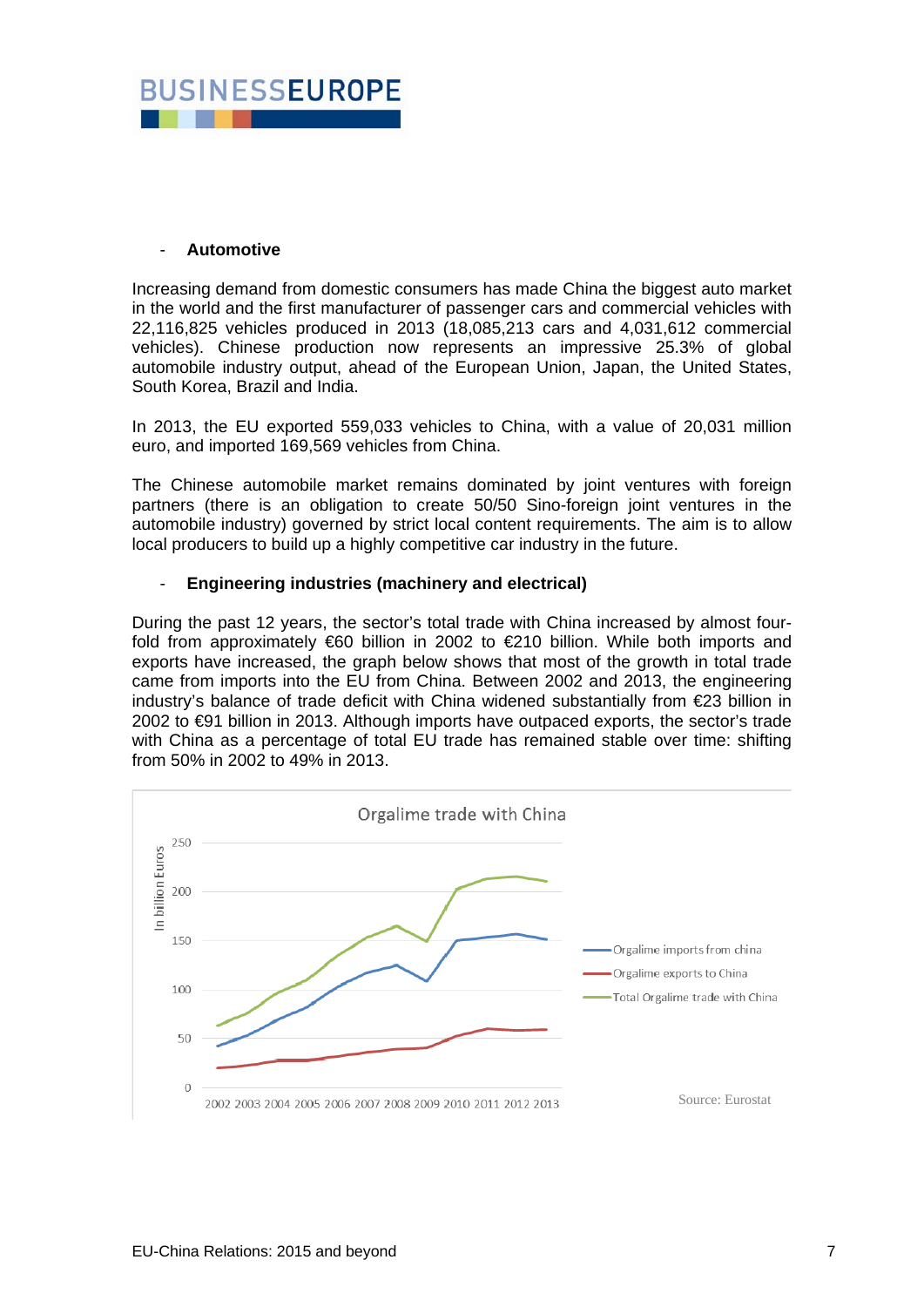- **Automotive**

Increasing demand from domestic consumers has made China the biggest auto market in the world and the first manufacturer of passenger cars and commercial vehicles with 22,116,825 vehicles produced in 2013 (18,085,213 cars and 4,031,612 commercial vehicles). Chinese production now represents an impressive 25.3% of global automobile industry output, ahead of the European Union, Japan, the United States, South Korea, Brazil and India.

In 2013, the EU exported 559,033 vehicles to China, with a value of 20,031 million euro, and imported 169,569 vehicles from China.

The Chinese automobile market remains dominated by joint ventures with foreign partners (there is an obligation to create 50/50 Sino-foreign joint ventures in the automobile industry) governed by strict local content requirements. The aim is to allow local producers to build up a highly competitive car industry in the future.

- **Engineering industries (machinery and electrical)**

During the past 12 years, the sector's total trade with China increased by almost four-fold from approximately €60 billion in 2002 to €210 billion. While both imports and exports have increased, the graph below shows that most of the growth in total trade came from imports into the EU from China. Between 2002 and 2013, the engineering industry's balance of trade deficit with China widened substantially from €23 billion in 2002 to €91 billion in 2013. Although imports have outpaced exports, the sector's trade with China as a percentage of total EU trade has remained stable over time: shifting from 50% in 2002 to 49% in 2013.

Orgalime trade with China

Source: Eurostat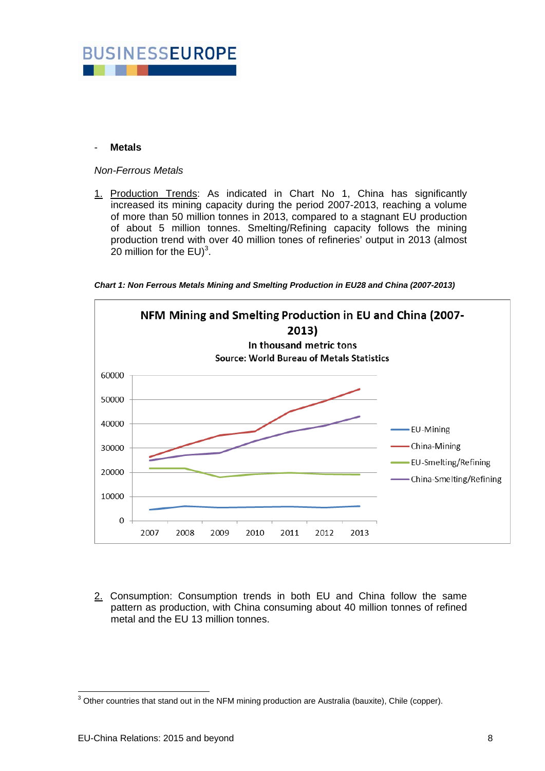- **Metals**

*Non-Ferrous Metals*

1. Production Trends: As indicated in Chart No 1, China has significantly increased its mining capacity during the period 2007-2013, reaching a volume of more than 50 million tonnes in 2013, compared to a stagnant EU production of about 5 million tonnes. Smelting/Refining capacity follows the mining production trend with over 40 million tones of refineries' output in 2013 (almost 20 million for the EU)[3].

***Chart 1: Non Ferrous Metals Mining and Smelting Production in EU28 and China (2007-2013)***

2. Consumption: Consumption trends in both EU and China follow the same pattern as production, with China consuming about 40 million tonnes of refined metal and the EU 13 million tonnes.

[3] Other countries that stand out in the NFM mining production are Australia (bauxite), Chile (copper).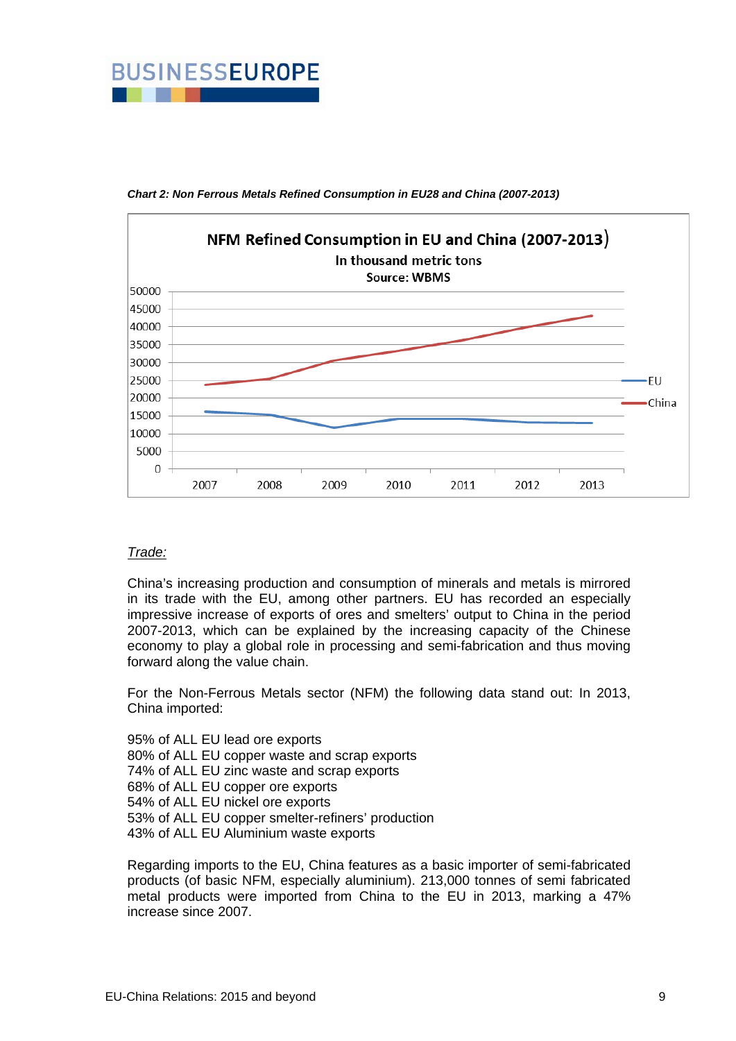*Chart 2: Non Ferrous Metals Refined Consumption in EU28 and China (2007-2013)*

NFM Refined Consumption in EU and China (2007-2013)
In thousand metric tons
Source: WBMS

<u>*Trade:*</u>

China's increasing production and consumption of minerals and metals is mirrored in its trade with the EU, among other partners. EU has recorded an especially impressive increase of exports of ores and smelters' output to China in the period 2007-2013, which can be explained by the increasing capacity of the Chinese economy to play a global role in processing and semi-fabrication and thus moving forward along the value chain.

For the Non-Ferrous Metals sector (NFM) the following data stand out: In 2013, China imported:

95% of ALL EU lead ore exports
80% of ALL EU copper waste and scrap exports
74% of ALL EU zinc waste and scrap exports
68% of ALL EU copper ore exports
54% of ALL EU nickel ore exports
53% of ALL EU copper smelter-refiners' production
43% of ALL EU Aluminium waste exports

Regarding imports to the EU, China features as a basic importer of semi-fabricated products (of basic NFM, especially aluminium). 213,000 tonnes of semi fabricated metal products were imported from China to the EU in 2013, marking a 47% increase since 2007.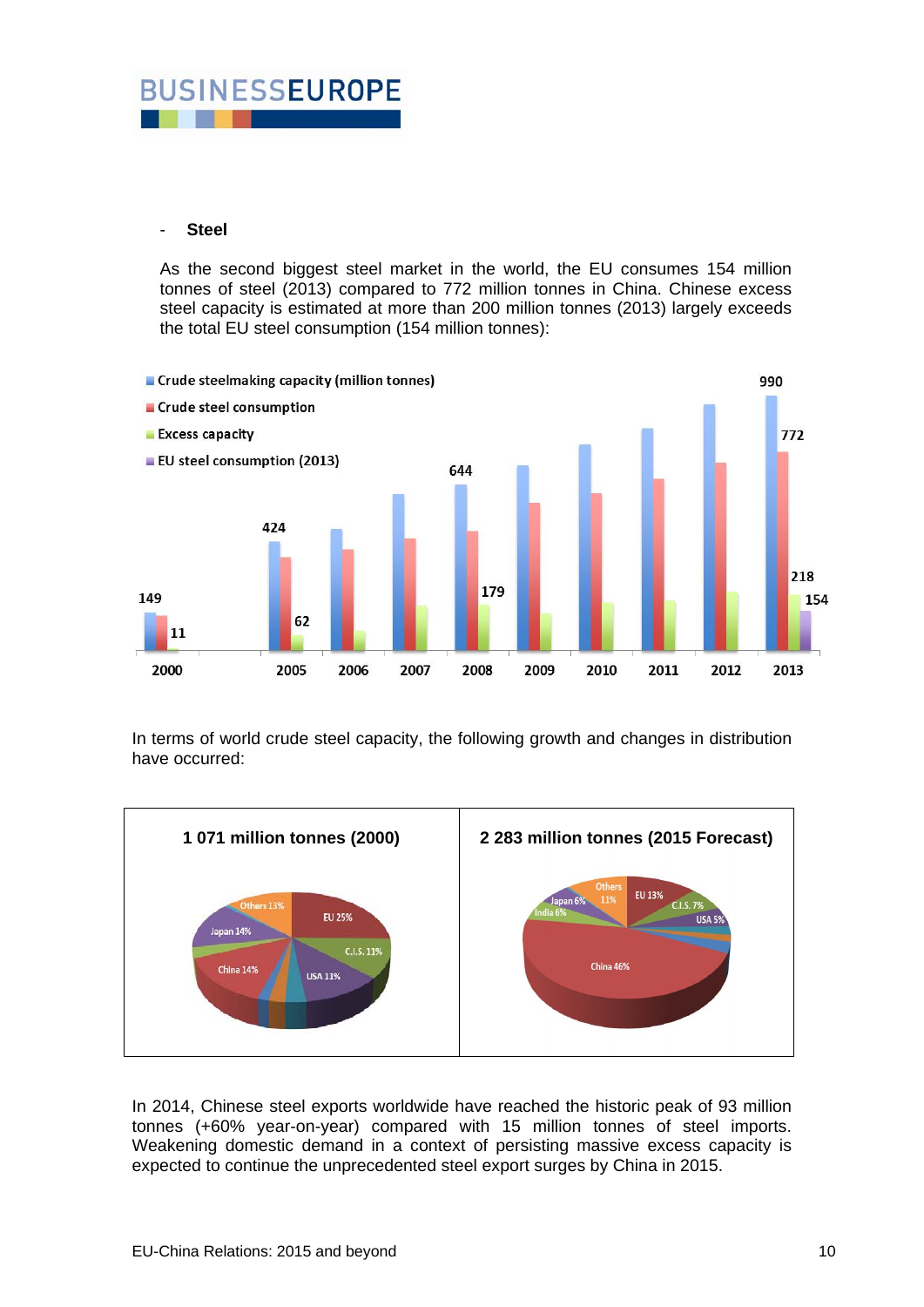- **Steel**

As the second biggest steel market in the world, the EU consumes 154 million tonnes of steel (2013) compared to 772 million tonnes in China. Chinese excess steel capacity is estimated at more than 200 million tonnes (2013) largely exceeds the total EU steel consumption (154 million tonnes):

In terms of world crude steel capacity, the following growth and changes in distribution have occurred:

In 2014, Chinese steel exports worldwide have reached the historic peak of 93 million tonnes (+60% year-on-year) compared with 15 million tonnes of steel imports. Weakening domestic demand in a context of persisting massive excess capacity is expected to continue the unprecedented steel export surges by China in 2015.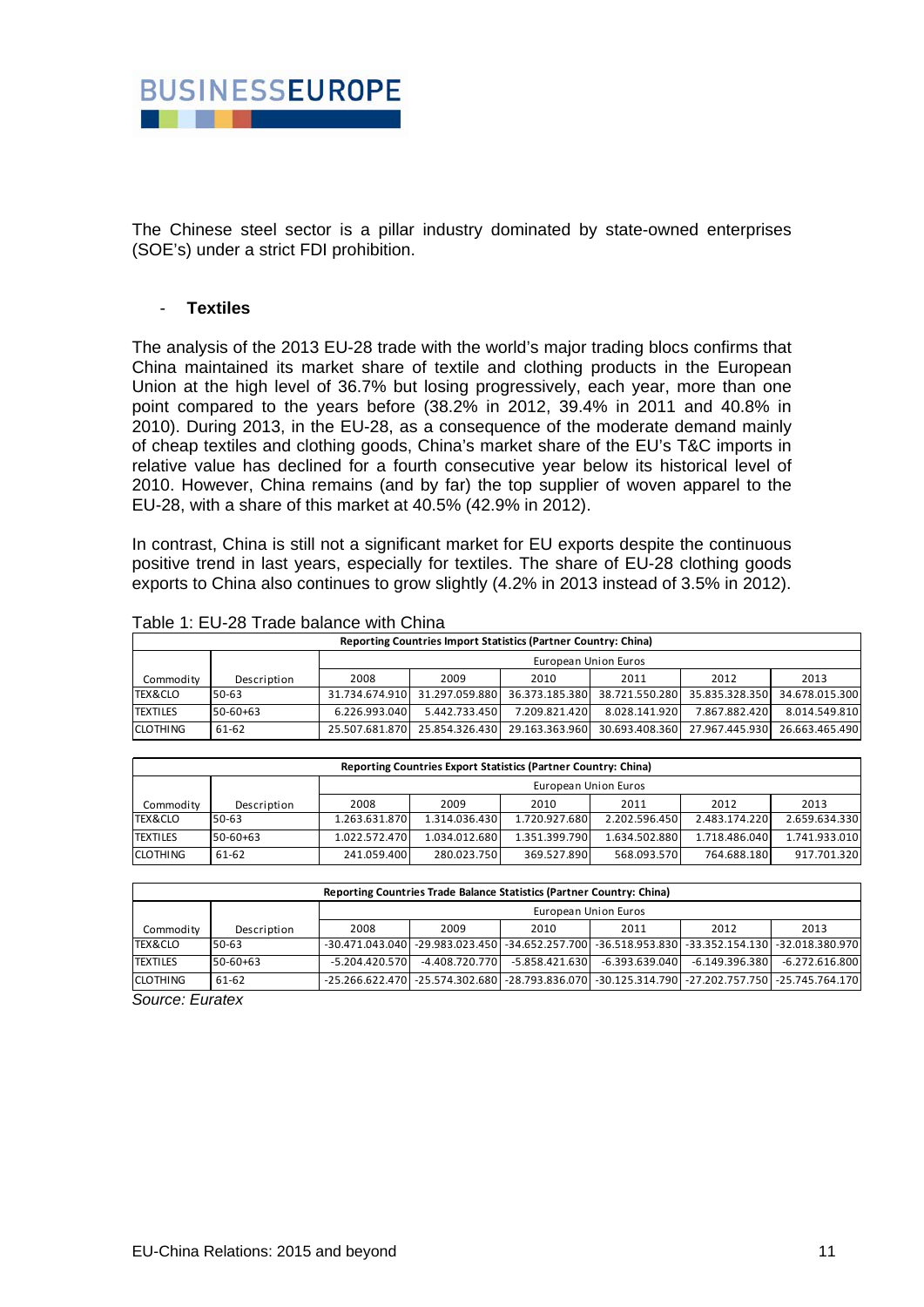The Chinese steel sector is a pillar industry dominated by state-owned enterprises (SOE's) under a strict FDI prohibition.

- **Textiles**

The analysis of the 2013 EU-28 trade with the world's major trading blocs confirms that China maintained its market share of textile and clothing products in the European Union at the high level of 36.7% but losing progressively, each year, more than one point compared to the years before (38.2% in 2012, 39.4% in 2011 and 40.8% in 2010). During 2013, in the EU-28, as a consequence of the moderate demand mainly of cheap textiles and clothing goods, China's market share of the EU's T&C imports in relative value has declined for a fourth consecutive year below its historical level of 2010. However, China remains (and by far) the top supplier of woven apparel to the EU-28, with a share of this market at 40.5% (42.9% in 2012).

In contrast, China is still not a significant market for EU exports despite the continuous positive trend in last years, especially for textiles. The share of EU-28 clothing goods exports to China also continues to grow slightly (4.2% in 2013 instead of 3.5% in 2012).

Table 1: EU-28 Trade balance with China

| Reporting Countries Import Statistics (Partner Country: China) | | | | | | | |
|---|---|---|---|---|---|---|---|
| | | European Union Euros | | | | | |
| Commodity | Description | 2008 | 2009 | 2010 | 2011 | 2012 | 2013 |
| TEX&CLO | 50-63 | 31.734.674.910 | 31.297.059.880 | 36.373.185.380 | 38.721.550.280 | 35.835.328.350 | 34.678.015.300 |
| TEXTILES | 50-60+63 | 6.226.993.040 | 5.442.733.450 | 7.209.821.420 | 8.028.141.920 | 7.867.882.420 | 8.014.549.810 |
| CLOTHING | 61-62 | 25.507.681.870 | 25.854.326.430 | 29.163.363.960 | 30.693.408.360 | 27.967.445.930 | 26.663.465.490 |

| Reporting Countries Export Statistics (Partner Country: China) | | | | | | | |
|---|---|---|---|---|---|---|---|
| | | European Union Euros | | | | | |
| Commodity | Description | 2008 | 2009 | 2010 | 2011 | 2012 | 2013 |
| TEX&CLO | 50-63 | 1.263.631.870 | 1.314.036.430 | 1.720.927.680 | 2.202.596.450 | 2.483.174.220 | 2.659.634.330 |
| TEXTILES | 50-60+63 | 1.022.572.470 | 1.034.012.680 | 1.351.399.790 | 1.634.502.880 | 1.718.486.040 | 1.741.933.010 |
| CLOTHING | 61-62 | 241.059.400 | 280.023.750 | 369.527.890 | 568.093.570 | 764.688.180 | 917.701.320 |

| Reporting Countries Trade Balance Statistics (Partner Country: China) | | | | | | | |
|---|---|---|---|---|---|---|---|
| | | European Union Euros | | | | | |
| Commodity | Description | 2008 | 2009 | 2010 | 2011 | 2012 | 2013 |
| TEX&CLO | 50-63 | -30.471.043.040 | -29.983.023.450 | -34.652.257.700 | -36.518.953.830 | -33.352.154.130 | -32.018.380.970 |
| TEXTILES | 50-60+63 | -5.204.420.570 | -4.408.720.770 | -5.858.421.630 | -6.393.639.040 | -6.149.396.380 | -6.272.616.800 |
| CLOTHING | 61-62 | -25.266.622.470 | -25.574.302.680 | -28.793.836.070 | -30.125.314.790 | -27.202.757.750 | -25.745.764.170 |

*Source: Euratex*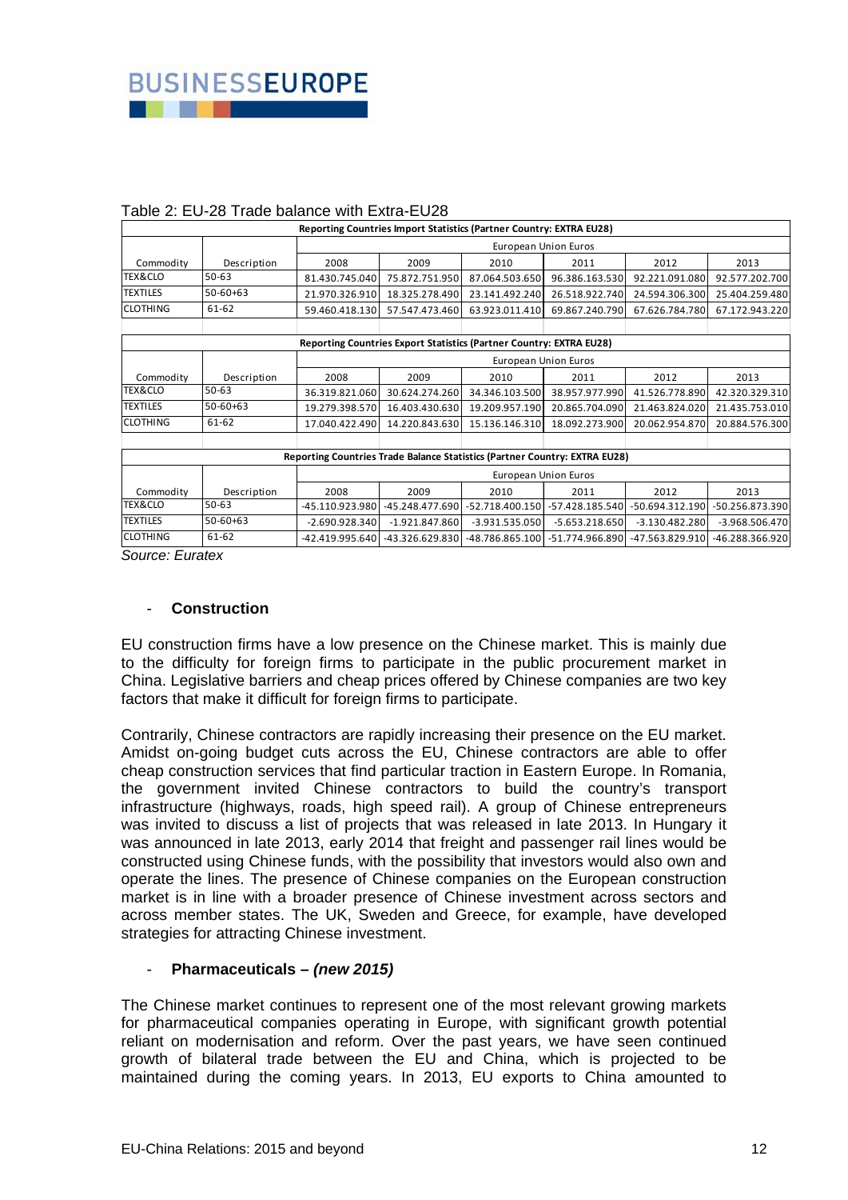Table 2: EU-28 Trade balance with Extra-EU28

| Reporting Countries Import Statistics (Partner Country: EXTRA EU28) | | | | | | | |
|---|---|---|---|---|---|---|---|
| | | European Union Euros | | | | | |
| Commodity | Description | 2008 | 2009 | 2010 | 2011 | 2012 | 2013 |
| TEX&CLO | 50-63 | 81.430.745.040 | 75.872.751.950 | 87.064.503.650 | 96.386.163.530 | 92.221.091.080 | 92.577.202.700 |
| TEXTILES | 50-60+63 | 21.970.326.910 | 18.325.278.490 | 23.141.492.240 | 26.518.922.740 | 24.594.306.300 | 25.404.259.480 |
| CLOTHING | 61-62 | 59.460.418.130 | 57.547.473.460 | 63.923.011.410 | 69.867.240.790 | 67.626.784.780 | 67.172.943.220 |

| Reporting Countries Export Statistics (Partner Country: EXTRA EU28) | | | | | | | |
|---|---|---|---|---|---|---|---|
| | | European Union Euros | | | | | |
| Commodity | Description | 2008 | 2009 | 2010 | 2011 | 2012 | 2013 |
| TEX&CLO | 50-63 | 36.319.821.060 | 30.624.274.260 | 34.346.103.500 | 38.957.977.990 | 41.526.778.890 | 42.320.329.310 |
| TEXTILES | 50-60+63 | 19.279.398.570 | 16.403.430.630 | 19.209.957.190 | 20.865.704.090 | 21.463.824.020 | 21.435.753.010 |
| CLOTHING | 61-62 | 17.040.422.490 | 14.220.843.630 | 15.136.146.310 | 18.092.273.900 | 20.062.954.870 | 20.884.576.300 |

| Reporting Countries Trade Balance Statistics (Partner Country: EXTRA EU28) | | | | | | | |
|---|---|---|---|---|---|---|---|
| | | European Union Euros | | | | | |
| Commodity | Description | 2008 | 2009 | 2010 | 2011 | 2012 | 2013 |
| TEX&CLO | 50-63 | -45.110.923.980 | -45.248.477.690 | -52.718.400.150 | -57.428.185.540 | -50.694.312.190 | -50.256.873.390 |
| TEXTILES | 50-60+63 | -2.690.928.340 | -1.921.847.860 | -3.931.535.050 | -5.653.218.650 | -3.130.482.280 | -3.968.506.470 |
| CLOTHING | 61-62 | -42.419.995.640 | -43.326.629.830 | -48.786.865.100 | -51.774.966.890 | -47.563.829.910 | -46.288.366.920 |

*Source: Euratex*

- **Construction**

EU construction firms have a low presence on the Chinese market. This is mainly due to the difficulty for foreign firms to participate in the public procurement market in China. Legislative barriers and cheap prices offered by Chinese companies are two key factors that make it difficult for foreign firms to participate.

Contrarily, Chinese contractors are rapidly increasing their presence on the EU market. Amidst on-going budget cuts across the EU, Chinese contractors are able to offer cheap construction services that find particular traction in Eastern Europe. In Romania, the government invited Chinese contractors to build the country's transport infrastructure (highways, roads, high speed rail). A group of Chinese entrepreneurs was invited to discuss a list of projects that was released in late 2013. In Hungary it was announced in late 2013, early 2014 that freight and passenger rail lines would be constructed using Chinese funds, with the possibility that investors would also own and operate the lines. The presence of Chinese companies on the European construction market is in line with a broader presence of Chinese investment across sectors and across member states. The UK, Sweden and Greece, for example, have developed strategies for attracting Chinese investment.

- **Pharmaceuticals – *(new 2015)***

The Chinese market continues to represent one of the most relevant growing markets for pharmaceutical companies operating in Europe, with significant growth potential reliant on modernisation and reform. Over the past years, we have seen continued growth of bilateral trade between the EU and China, which is projected to be maintained during the coming years. In 2013, EU exports to China amounted to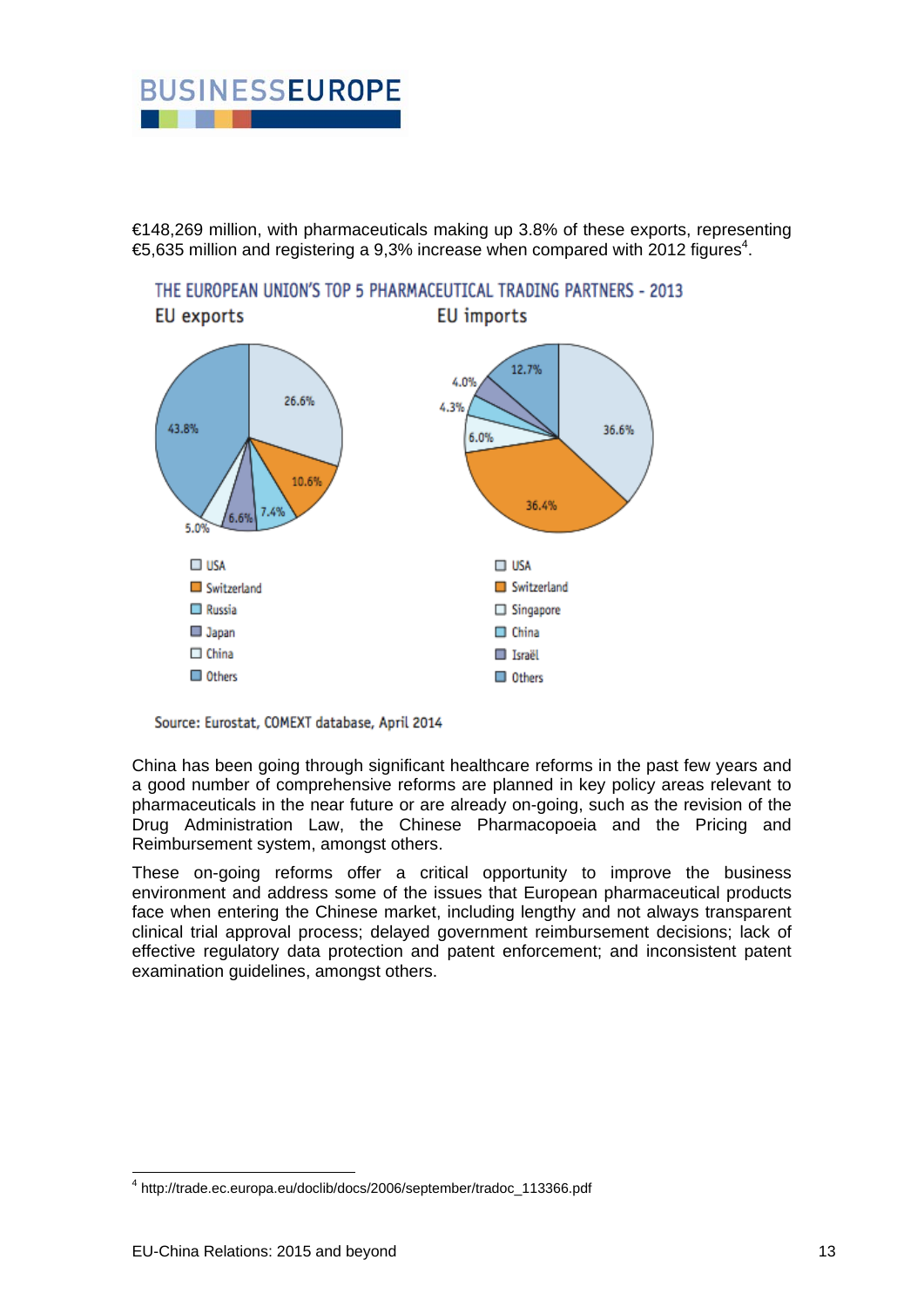€148,269 million, with pharmaceuticals making up 3.8% of these exports, representing €5,635 million and registering a 9,3% increase when compared with 2012 figures[4].

THE EUROPEAN UNION'S TOP 5 PHARMACEUTICAL TRADING PARTNERS - 2013

EU exports

| Partner | Share |
| --- | --- |
| USA | 26.6% |
| Switzerland | 10.6% |
| Russia | 7.4% |
| Japan | 6.6% |
| China | 5.0% |
| Others | 43.8% |

EU imports

| Partner | Share |
| --- | --- |
| USA | 36.6% |
| Switzerland | 36.4% |
| Singapore | 6.0% |
| China | 4.3% |
| Israël | 4.0% |
| Others | 12.7% |

Source: Eurostat, COMEXT database, April 2014

China has been going through significant healthcare reforms in the past few years and a good number of comprehensive reforms are planned in key policy areas relevant to pharmaceuticals in the near future or are already on-going, such as the revision of the Drug Administration Law, the Chinese Pharmacopoeia and the Pricing and Reimbursement system, amongst others.

These on-going reforms offer a critical opportunity to improve the business environment and address some of the issues that European pharmaceutical products face when entering the Chinese market, including lengthy and not always transparent clinical trial approval process; delayed government reimbursement decisions; lack of effective regulatory data protection and patent enforcement; and inconsistent patent examination guidelines, amongst others.

[4] http://trade.ec.europa.eu/doclib/docs/2006/september/tradoc_113366.pdf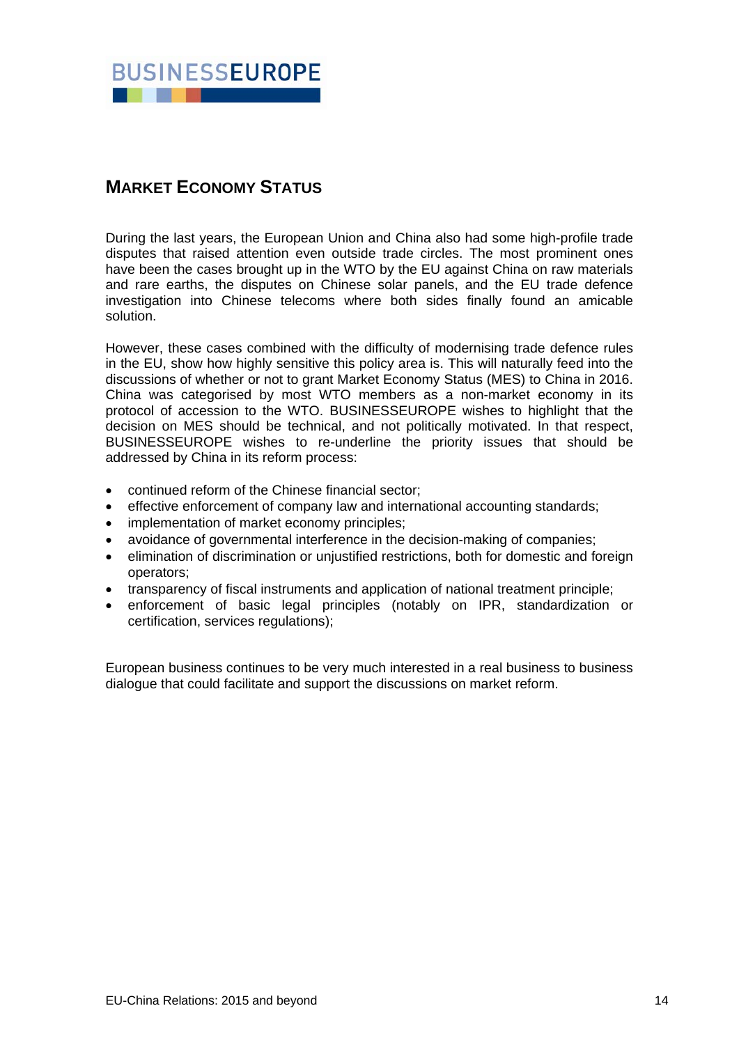## Market Economy Status

During the last years, the European Union and China also had some high-profile trade disputes that raised attention even outside trade circles. The most prominent ones have been the cases brought up in the WTO by the EU against China on raw materials and rare earths, the disputes on Chinese solar panels, and the EU trade defence investigation into Chinese telecoms where both sides finally found an amicable solution.

However, these cases combined with the difficulty of modernising trade defence rules in the EU, show how highly sensitive this policy area is. This will naturally feed into the discussions of whether or not to grant Market Economy Status (MES) to China in 2016. China was categorised by most WTO members as a non-market economy in its protocol of accession to the WTO. BUSINESSEUROPE wishes to highlight that the decision on MES should be technical, and not politically motivated. In that respect, BUSINESSEUROPE wishes to re-underline the priority issues that should be addressed by China in its reform process:

- continued reform of the Chinese financial sector;
- effective enforcement of company law and international accounting standards;
- implementation of market economy principles;
- avoidance of governmental interference in the decision-making of companies;
- elimination of discrimination or unjustified restrictions, both for domestic and foreign operators;
- transparency of fiscal instruments and application of national treatment principle;
- enforcement of basic legal principles (notably on IPR, standardization or certification, services regulations);

European business continues to be very much interested in a real business to business dialogue that could facilitate and support the discussions on market reform.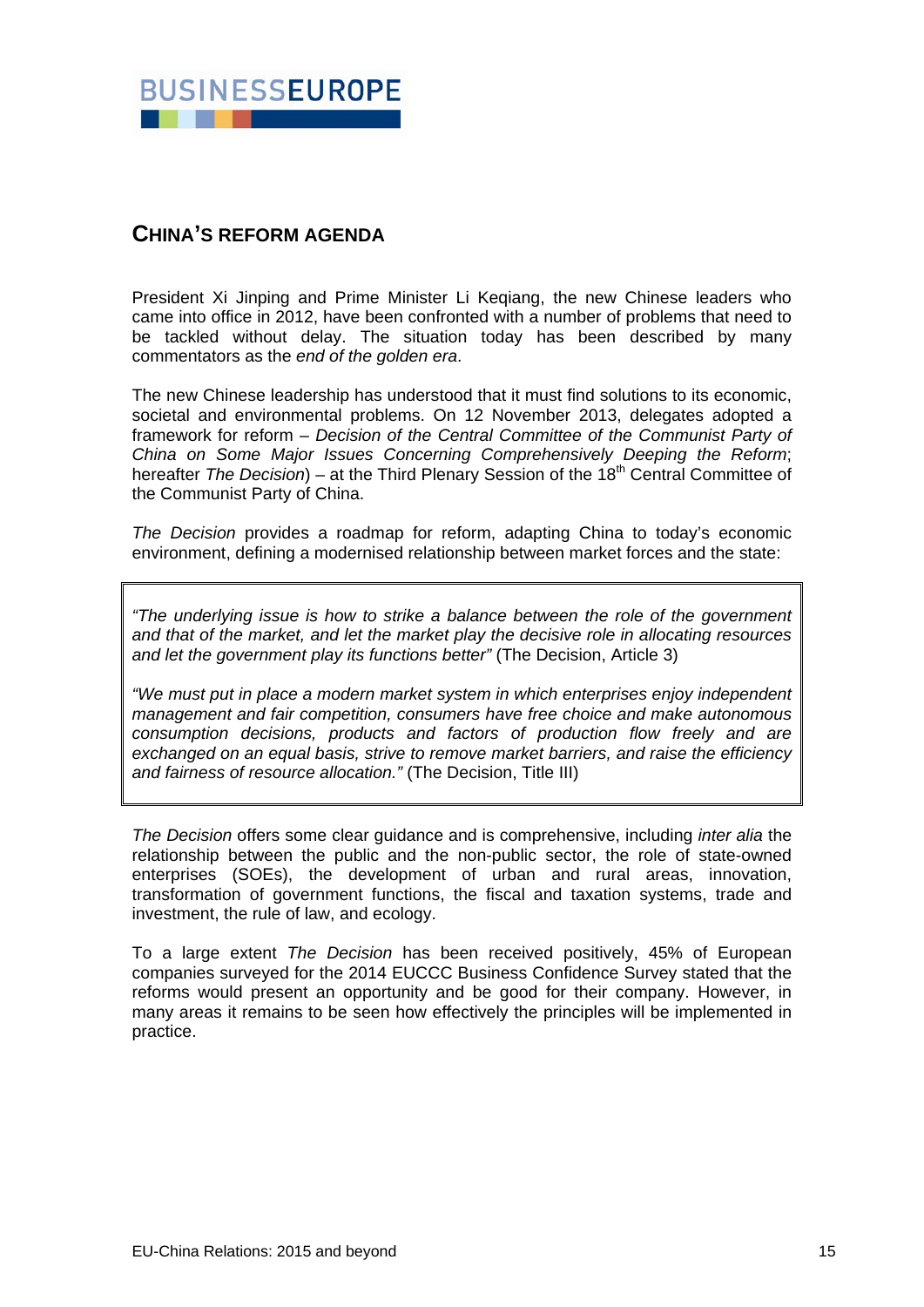## CHINA'S REFORM AGENDA

President Xi Jinping and Prime Minister Li Keqiang, the new Chinese leaders who came into office in 2012, have been confronted with a number of problems that need to be tackled without delay. The situation today has been described by many commentators as the *end of the golden era*.

The new Chinese leadership has understood that it must find solutions to its economic, societal and environmental problems. On 12 November 2013, delegates adopted a framework for reform – *Decision of the Central Committee of the Communist Party of China on Some Major Issues Concerning Comprehensively Deeping the Reform*; hereafter *The Decision*) – at the Third Plenary Session of the 18th Central Committee of the Communist Party of China.

*The Decision* provides a roadmap for reform, adapting China to today's economic environment, defining a modernised relationship between market forces and the state:

> *"The underlying issue is how to strike a balance between the role of the government and that of the market, and let the market play the decisive role in allocating resources and let the government play its functions better"* (The Decision, Article 3)
>
> *"We must put in place a modern market system in which enterprises enjoy independent management and fair competition, consumers have free choice and make autonomous consumption decisions, products and factors of production flow freely and are exchanged on an equal basis, strive to remove market barriers, and raise the efficiency and fairness of resource allocation."* (The Decision, Title III)

*The Decision* offers some clear guidance and is comprehensive, including *inter alia* the relationship between the public and the non-public sector, the role of state-owned enterprises (SOEs), the development of urban and rural areas, innovation, transformation of government functions, the fiscal and taxation systems, trade and investment, the rule of law, and ecology.

To a large extent *The Decision* has been received positively, 45% of European companies surveyed for the 2014 EUCCC Business Confidence Survey stated that the reforms would present an opportunity and be good for their company. However, in many areas it remains to be seen how effectively the principles will be implemented in practice.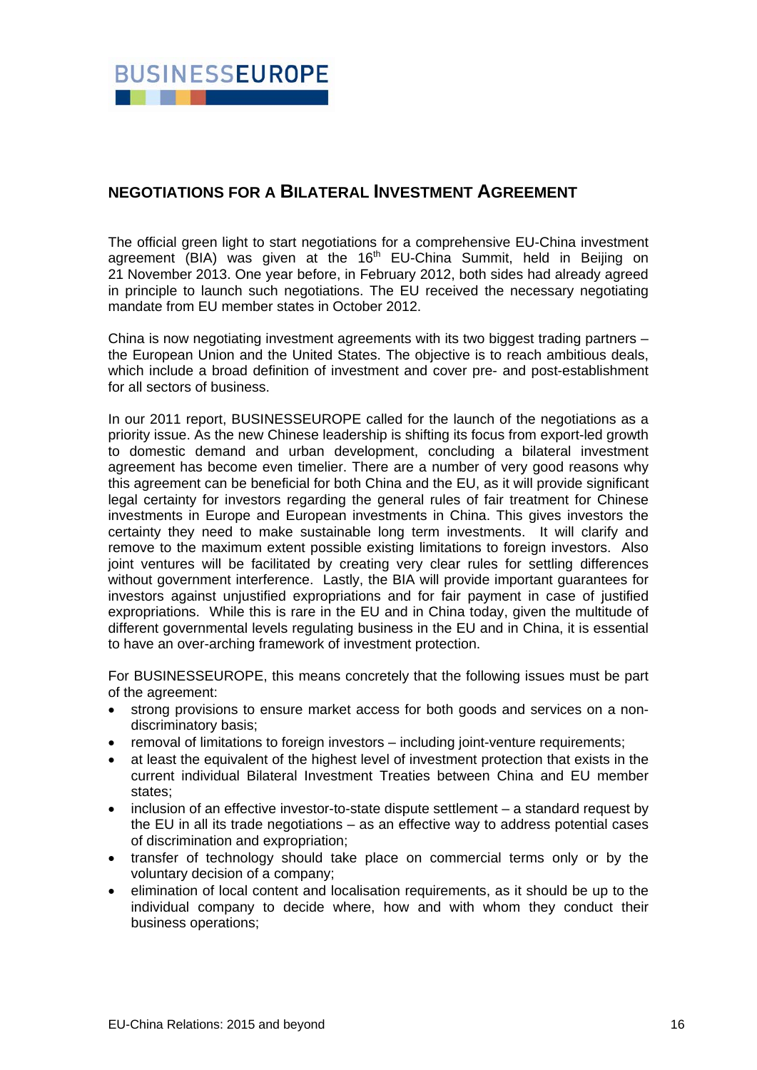## NEGOTIATIONS FOR A BILATERAL INVESTMENT AGREEMENT

The official green light to start negotiations for a comprehensive EU-China investment agreement (BIA) was given at the 16th EU-China Summit, held in Beijing on 21 November 2013. One year before, in February 2012, both sides had already agreed in principle to launch such negotiations. The EU received the necessary negotiating mandate from EU member states in October 2012.

China is now negotiating investment agreements with its two biggest trading partners – the European Union and the United States. The objective is to reach ambitious deals, which include a broad definition of investment and cover pre- and post-establishment for all sectors of business.

In our 2011 report, BUSINESSEUROPE called for the launch of the negotiations as a priority issue. As the new Chinese leadership is shifting its focus from export-led growth to domestic demand and urban development, concluding a bilateral investment agreement has become even timelier. There are a number of very good reasons why this agreement can be beneficial for both China and the EU, as it will provide significant legal certainty for investors regarding the general rules of fair treatment for Chinese investments in Europe and European investments in China. This gives investors the certainty they need to make sustainable long term investments. It will clarify and remove to the maximum extent possible existing limitations to foreign investors. Also joint ventures will be facilitated by creating very clear rules for settling differences without government interference. Lastly, the BIA will provide important guarantees for investors against unjustified expropriations and for fair payment in case of justified expropriations. While this is rare in the EU and in China today, given the multitude of different governmental levels regulating business in the EU and in China, it is essential to have an over-arching framework of investment protection.

For BUSINESSEUROPE, this means concretely that the following issues must be part of the agreement:

- strong provisions to ensure market access for both goods and services on a non-discriminatory basis;
- removal of limitations to foreign investors – including joint-venture requirements;
- at least the equivalent of the highest level of investment protection that exists in the current individual Bilateral Investment Treaties between China and EU member states;
- inclusion of an effective investor-to-state dispute settlement – a standard request by the EU in all its trade negotiations – as an effective way to address potential cases of discrimination and expropriation;
- transfer of technology should take place on commercial terms only or by the voluntary decision of a company;
- elimination of local content and localisation requirements, as it should be up to the individual company to decide where, how and with whom they conduct their business operations;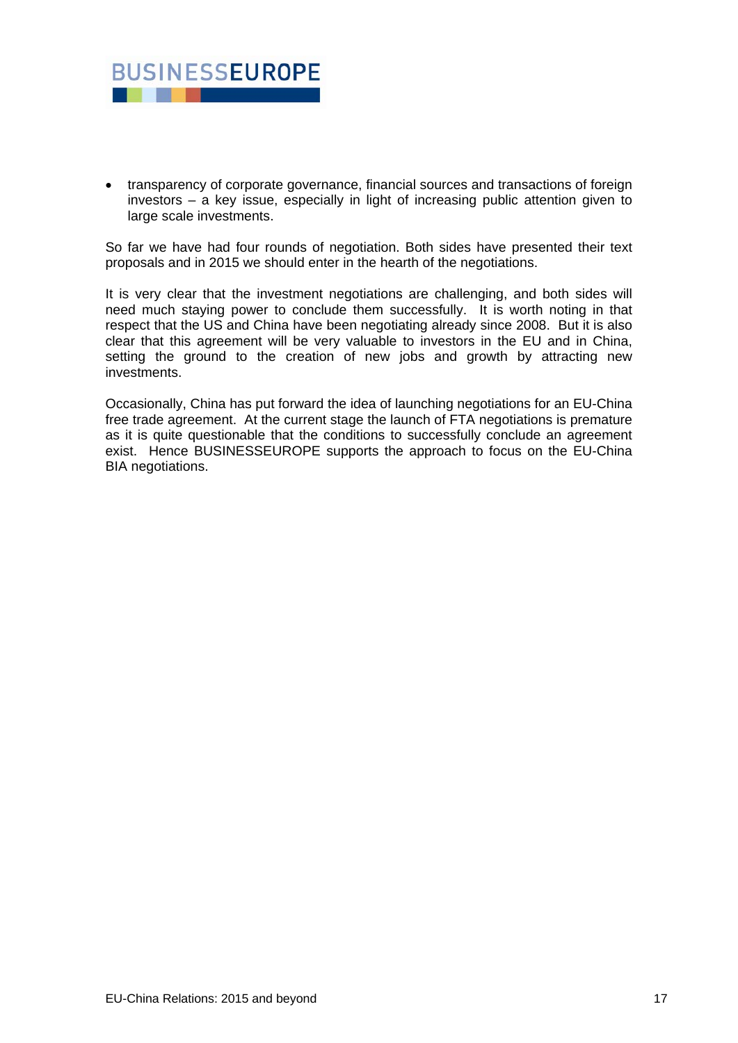- transparency of corporate governance, financial sources and transactions of foreign investors – a key issue, especially in light of increasing public attention given to large scale investments.

So far we have had four rounds of negotiation. Both sides have presented their text proposals and in 2015 we should enter in the hearth of the negotiations.

It is very clear that the investment negotiations are challenging, and both sides will need much staying power to conclude them successfully. It is worth noting in that respect that the US and China have been negotiating already since 2008. But it is also clear that this agreement will be very valuable to investors in the EU and in China, setting the ground to the creation of new jobs and growth by attracting new investments.

Occasionally, China has put forward the idea of launching negotiations for an EU-China free trade agreement. At the current stage the launch of FTA negotiations is premature as it is quite questionable that the conditions to successfully conclude an agreement exist. Hence BUSINESSEUROPE supports the approach to focus on the EU-China BIA negotiations.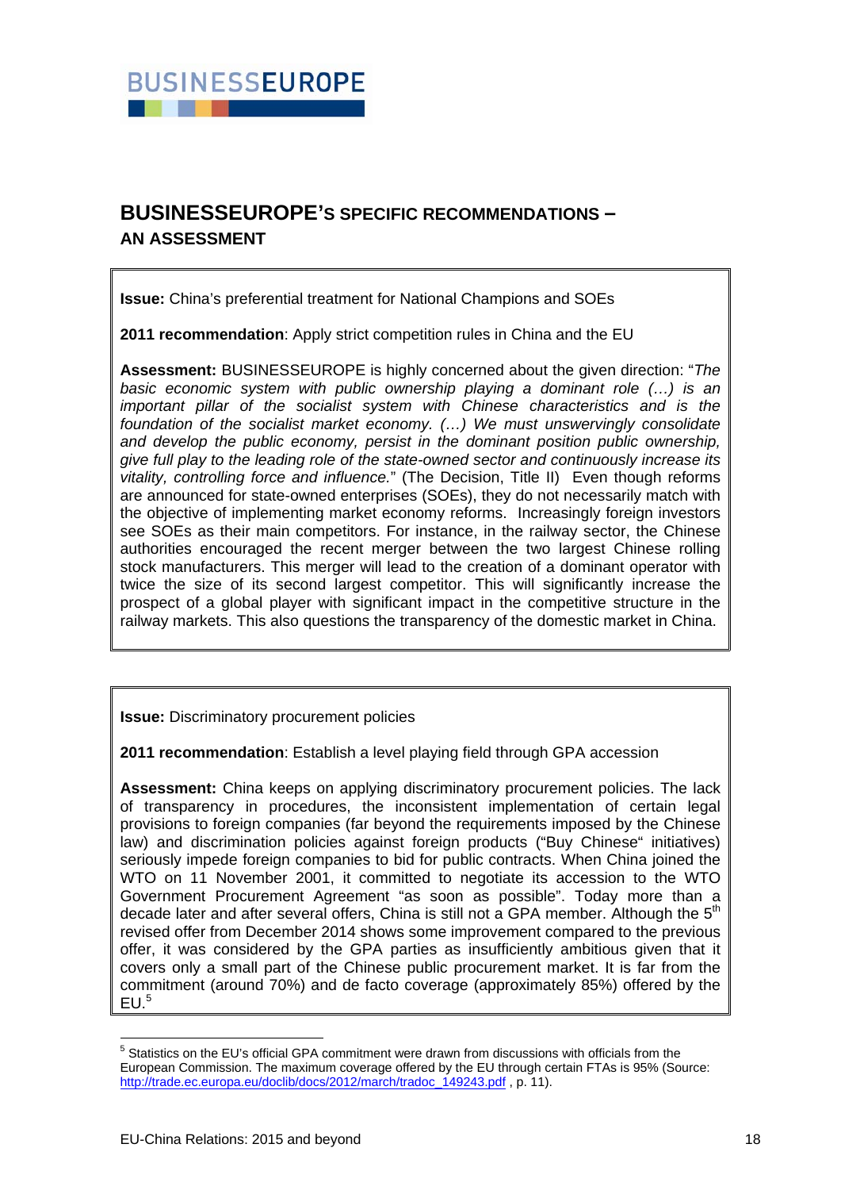## BUSINESSEUROPE'S SPECIFIC RECOMMENDATIONS – AN ASSESSMENT

**Issue:** China's preferential treatment for National Champions and SOEs

**2011 recommendation**: Apply strict competition rules in China and the EU

**Assessment:** BUSINESSEUROPE is highly concerned about the given direction: "*The basic economic system with public ownership playing a dominant role (…) is an important pillar of the socialist system with Chinese characteristics and is the foundation of the socialist market economy. (…) We must unswervingly consolidate and develop the public economy, persist in the dominant position public ownership, give full play to the leading role of the state-owned sector and continuously increase its vitality, controlling force and influence.*" (The Decision, Title II) Even though reforms are announced for state-owned enterprises (SOEs), they do not necessarily match with the objective of implementing market economy reforms. Increasingly foreign investors see SOEs as their main competitors. For instance, in the railway sector, the Chinese authorities encouraged the recent merger between the two largest Chinese rolling stock manufacturers. This merger will lead to the creation of a dominant operator with twice the size of its second largest competitor. This will significantly increase the prospect of a global player with significant impact in the competitive structure in the railway markets. This also questions the transparency of the domestic market in China.

**Issue:** Discriminatory procurement policies

**2011 recommendation**: Establish a level playing field through GPA accession

**Assessment:** China keeps on applying discriminatory procurement policies. The lack of transparency in procedures, the inconsistent implementation of certain legal provisions to foreign companies (far beyond the requirements imposed by the Chinese law) and discrimination policies against foreign products ("Buy Chinese" initiatives) seriously impede foreign companies to bid for public contracts. When China joined the WTO on 11 November 2001, it committed to negotiate its accession to the WTO Government Procurement Agreement "as soon as possible". Today more than a decade later and after several offers, China is still not a GPA member. Although the 5th revised offer from December 2014 shows some improvement compared to the previous offer, it was considered by the GPA parties as insufficiently ambitious given that it covers only a small part of the Chinese public procurement market. It is far from the commitment (around 70%) and de facto coverage (approximately 85%) offered by the EU.[5]

---

[5] Statistics on the EU's official GPA commitment were drawn from discussions with officials from the European Commission. The maximum coverage offered by the EU through certain FTAs is 95% (Source: http://trade.ec.europa.eu/doclib/docs/2012/march/tradoc_149243.pdf , p. 11).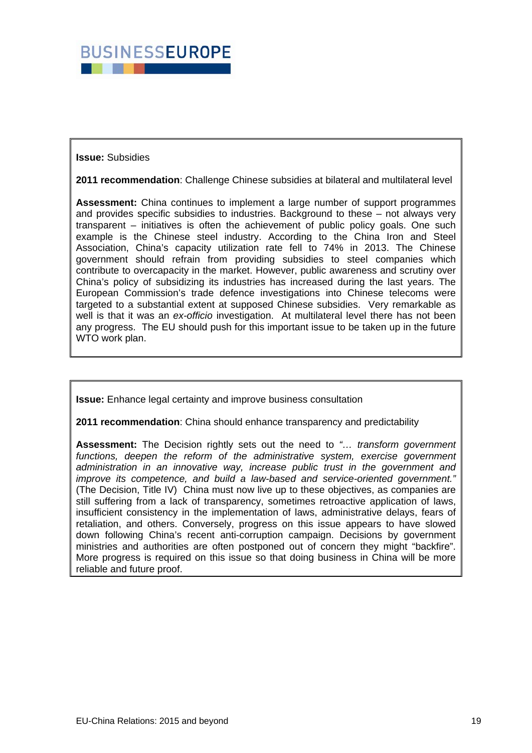**Issue:** Subsidies

**2011 recommendation**: Challenge Chinese subsidies at bilateral and multilateral level

**Assessment:** China continues to implement a large number of support programmes and provides specific subsidies to industries. Background to these – not always very transparent – initiatives is often the achievement of public policy goals. One such example is the Chinese steel industry. According to the China Iron and Steel Association, China's capacity utilization rate fell to 74% in 2013. The Chinese government should refrain from providing subsidies to steel companies which contribute to overcapacity in the market. However, public awareness and scrutiny over China's policy of subsidizing its industries has increased during the last years. The European Commission's trade defence investigations into Chinese telecoms were targeted to a substantial extent at supposed Chinese subsidies. Very remarkable as well is that it was an *ex-officio* investigation. At multilateral level there has not been any progress. The EU should push for this important issue to be taken up in the future WTO work plan.

**Issue:** Enhance legal certainty and improve business consultation

**2011 recommendation**: China should enhance transparency and predictability

**Assessment:** The Decision rightly sets out the need to *"… transform government functions, deepen the reform of the administrative system, exercise government administration in an innovative way, increase public trust in the government and improve its competence, and build a law-based and service-oriented government."* (The Decision, Title IV) China must now live up to these objectives, as companies are still suffering from a lack of transparency, sometimes retroactive application of laws, insufficient consistency in the implementation of laws, administrative delays, fears of retaliation, and others. Conversely, progress on this issue appears to have slowed down following China's recent anti-corruption campaign. Decisions by government ministries and authorities are often postponed out of concern they might "backfire". More progress is required on this issue so that doing business in China will be more reliable and future proof.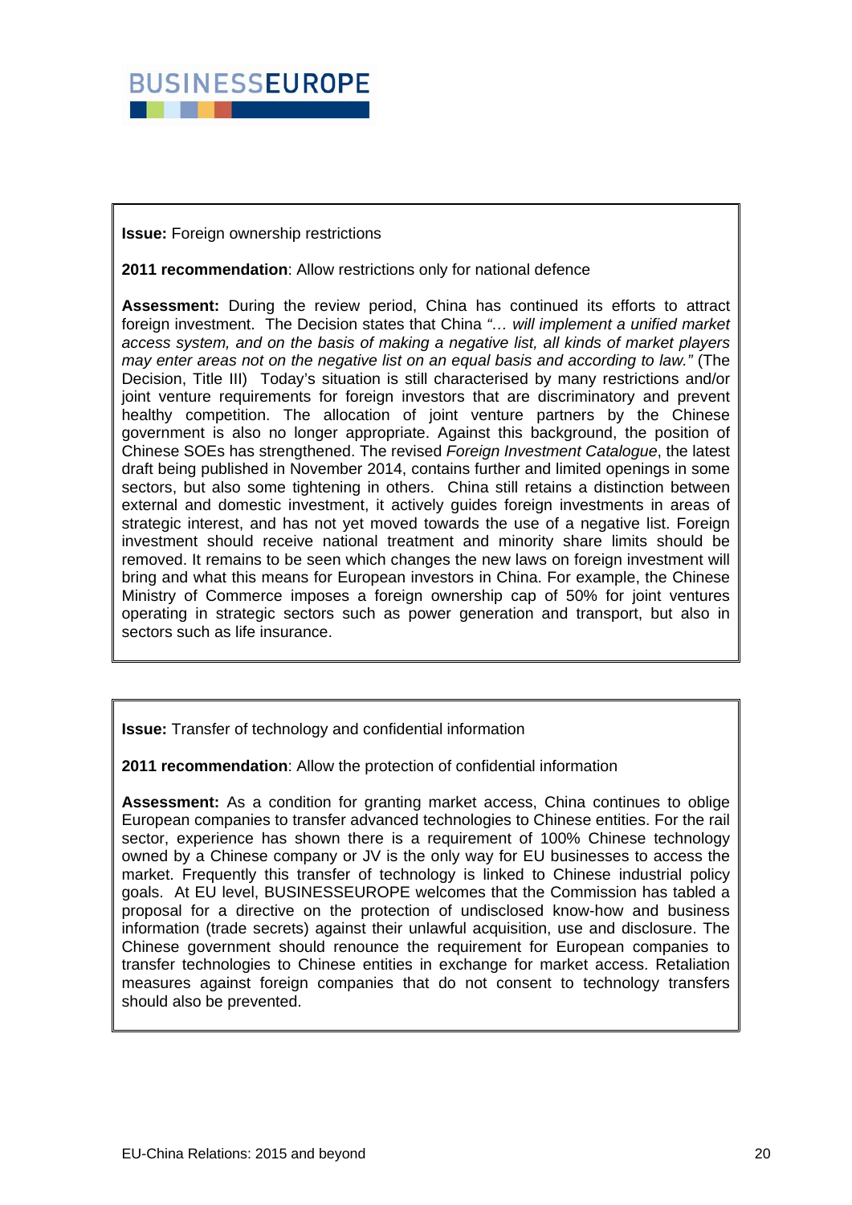**Issue:** Foreign ownership restrictions

**2011 recommendation**: Allow restrictions only for national defence

**Assessment:** During the review period, China has continued its efforts to attract foreign investment. The Decision states that China *"… will implement a unified market access system, and on the basis of making a negative list, all kinds of market players may enter areas not on the negative list on an equal basis and according to law."* (The Decision, Title III) Today's situation is still characterised by many restrictions and/or joint venture requirements for foreign investors that are discriminatory and prevent healthy competition. The allocation of joint venture partners by the Chinese government is also no longer appropriate. Against this background, the position of Chinese SOEs has strengthened. The revised *Foreign Investment Catalogue*, the latest draft being published in November 2014, contains further and limited openings in some sectors, but also some tightening in others. China still retains a distinction between external and domestic investment, it actively guides foreign investments in areas of strategic interest, and has not yet moved towards the use of a negative list. Foreign investment should receive national treatment and minority share limits should be removed. It remains to be seen which changes the new laws on foreign investment will bring and what this means for European investors in China. For example, the Chinese Ministry of Commerce imposes a foreign ownership cap of 50% for joint ventures operating in strategic sectors such as power generation and transport, but also in sectors such as life insurance.

**Issue:** Transfer of technology and confidential information

**2011 recommendation**: Allow the protection of confidential information

**Assessment:** As a condition for granting market access, China continues to oblige European companies to transfer advanced technologies to Chinese entities. For the rail sector, experience has shown there is a requirement of 100% Chinese technology owned by a Chinese company or JV is the only way for EU businesses to access the market. Frequently this transfer of technology is linked to Chinese industrial policy goals. At EU level, BUSINESSEUROPE welcomes that the Commission has tabled a proposal for a directive on the protection of undisclosed know-how and business information (trade secrets) against their unlawful acquisition, use and disclosure. The Chinese government should renounce the requirement for European companies to transfer technologies to Chinese entities in exchange for market access. Retaliation measures against foreign companies that do not consent to technology transfers should also be prevented.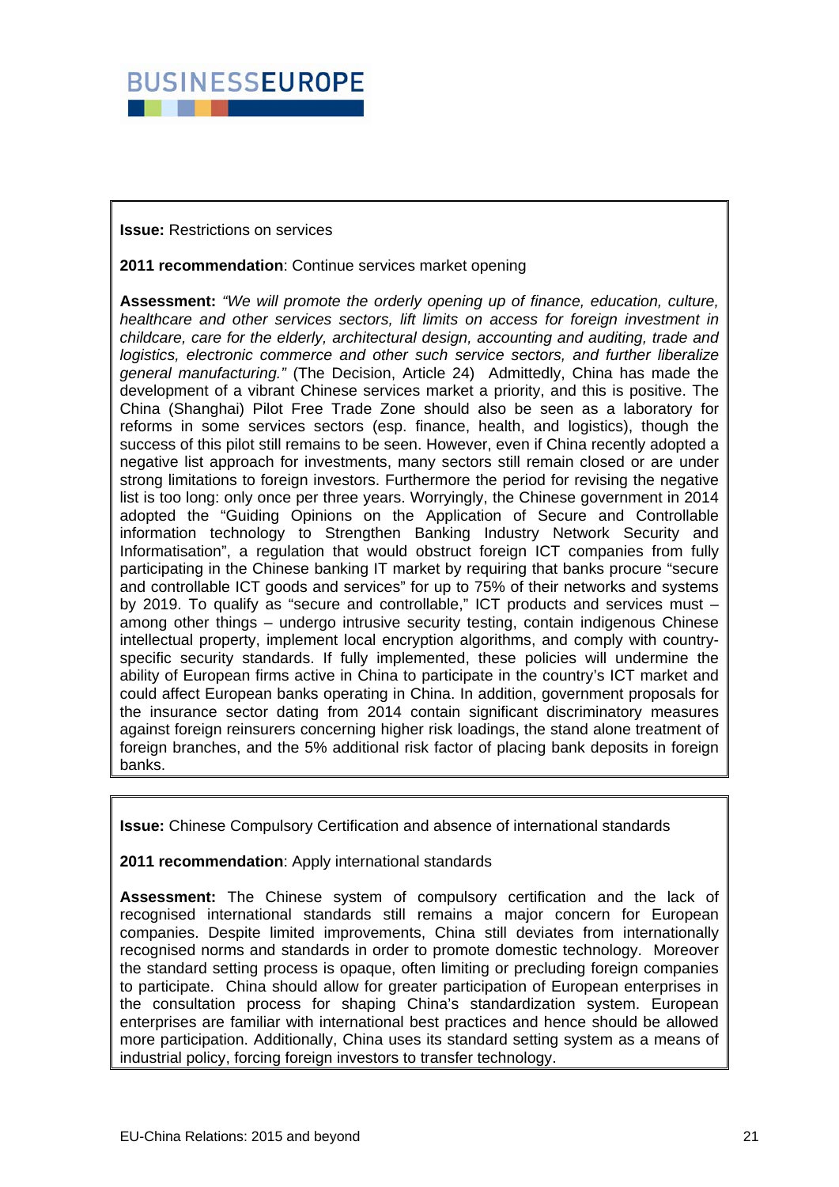**Issue:** Restrictions on services

**2011 recommendation**: Continue services market opening

**Assessment:** *"We will promote the orderly opening up of finance, education, culture, healthcare and other services sectors, lift limits on access for foreign investment in childcare, care for the elderly, architectural design, accounting and auditing, trade and logistics, electronic commerce and other such service sectors, and further liberalize general manufacturing."* (The Decision, Article 24) Admittedly, China has made the development of a vibrant Chinese services market a priority, and this is positive. The China (Shanghai) Pilot Free Trade Zone should also be seen as a laboratory for reforms in some services sectors (esp. finance, health, and logistics), though the success of this pilot still remains to be seen. However, even if China recently adopted a negative list approach for investments, many sectors still remain closed or are under strong limitations to foreign investors. Furthermore the period for revising the negative list is too long: only once per three years. Worryingly, the Chinese government in 2014 adopted the "Guiding Opinions on the Application of Secure and Controllable information technology to Strengthen Banking Industry Network Security and Informatisation", a regulation that would obstruct foreign ICT companies from fully participating in the Chinese banking IT market by requiring that banks procure "secure and controllable ICT goods and services" for up to 75% of their networks and systems by 2019. To qualify as "secure and controllable," ICT products and services must – among other things – undergo intrusive security testing, contain indigenous Chinese intellectual property, implement local encryption algorithms, and comply with country-specific security standards. If fully implemented, these policies will undermine the ability of European firms active in China to participate in the country's ICT market and could affect European banks operating in China. In addition, government proposals for the insurance sector dating from 2014 contain significant discriminatory measures against foreign reinsurers concerning higher risk loadings, the stand alone treatment of foreign branches, and the 5% additional risk factor of placing bank deposits in foreign banks.

**Issue:** Chinese Compulsory Certification and absence of international standards

**2011 recommendation**: Apply international standards

**Assessment:** The Chinese system of compulsory certification and the lack of recognised international standards still remains a major concern for European companies. Despite limited improvements, China still deviates from internationally recognised norms and standards in order to promote domestic technology. Moreover the standard setting process is opaque, often limiting or precluding foreign companies to participate. China should allow for greater participation of European enterprises in the consultation process for shaping China's standardization system. European enterprises are familiar with international best practices and hence should be allowed more participation. Additionally, China uses its standard setting system as a means of industrial policy, forcing foreign investors to transfer technology.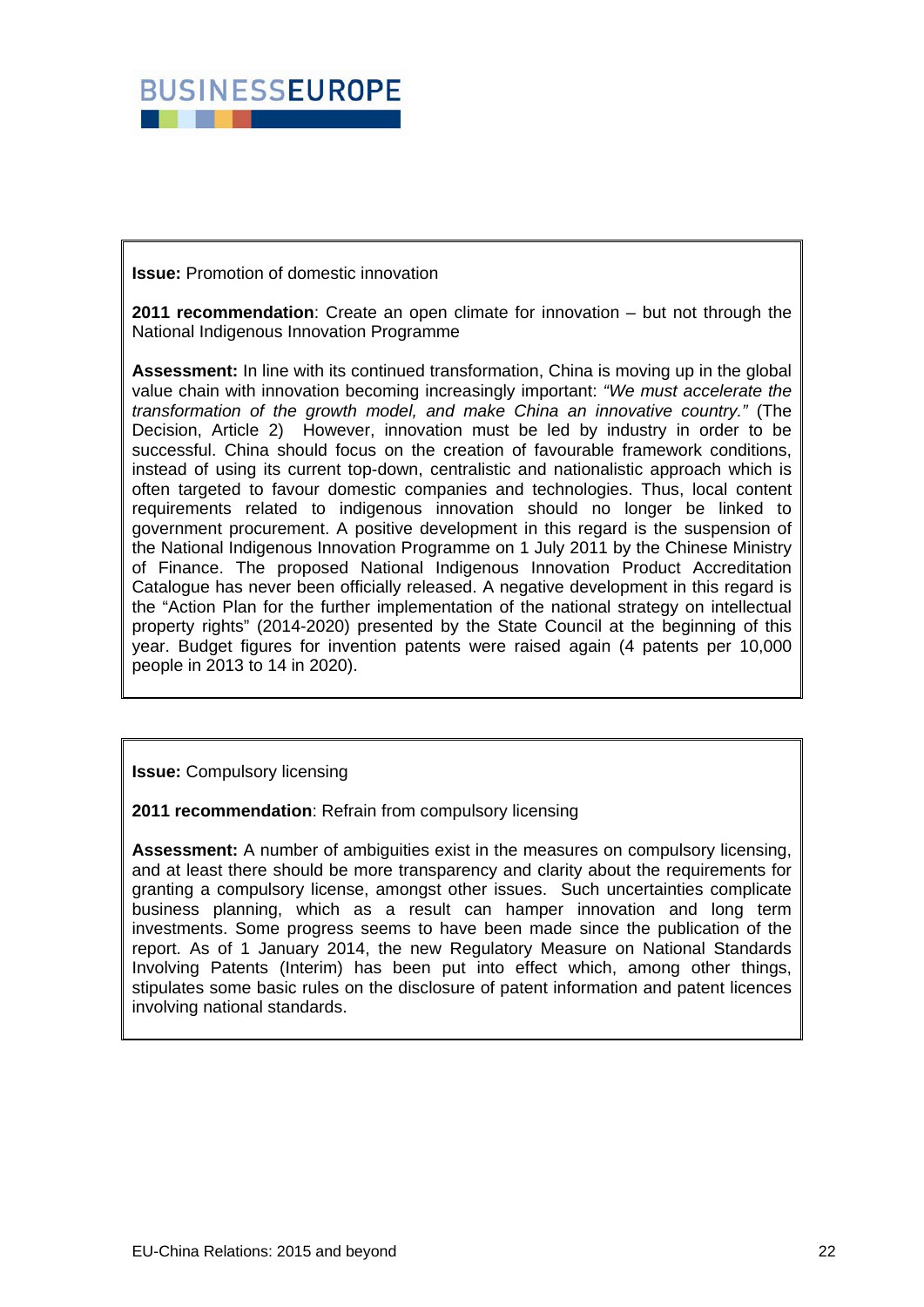**Issue:** Promotion of domestic innovation

**2011 recommendation**: Create an open climate for innovation – but not through the National Indigenous Innovation Programme

**Assessment:** In line with its continued transformation, China is moving up in the global value chain with innovation becoming increasingly important: *"We must accelerate the transformation of the growth model, and make China an innovative country."* (The Decision, Article 2) However, innovation must be led by industry in order to be successful. China should focus on the creation of favourable framework conditions, instead of using its current top-down, centralistic and nationalistic approach which is often targeted to favour domestic companies and technologies. Thus, local content requirements related to indigenous innovation should no longer be linked to government procurement. A positive development in this regard is the suspension of the National Indigenous Innovation Programme on 1 July 2011 by the Chinese Ministry of Finance. The proposed National Indigenous Innovation Product Accreditation Catalogue has never been officially released. A negative development in this regard is the "Action Plan for the further implementation of the national strategy on intellectual property rights" (2014-2020) presented by the State Council at the beginning of this year. Budget figures for invention patents were raised again (4 patents per 10,000 people in 2013 to 14 in 2020).

**Issue:** Compulsory licensing

**2011 recommendation**: Refrain from compulsory licensing

**Assessment:** A number of ambiguities exist in the measures on compulsory licensing, and at least there should be more transparency and clarity about the requirements for granting a compulsory license, amongst other issues. Such uncertainties complicate business planning, which as a result can hamper innovation and long term investments. Some progress seems to have been made since the publication of the report. As of 1 January 2014, the new Regulatory Measure on National Standards Involving Patents (Interim) has been put into effect which, among other things, stipulates some basic rules on the disclosure of patent information and patent licences involving national standards.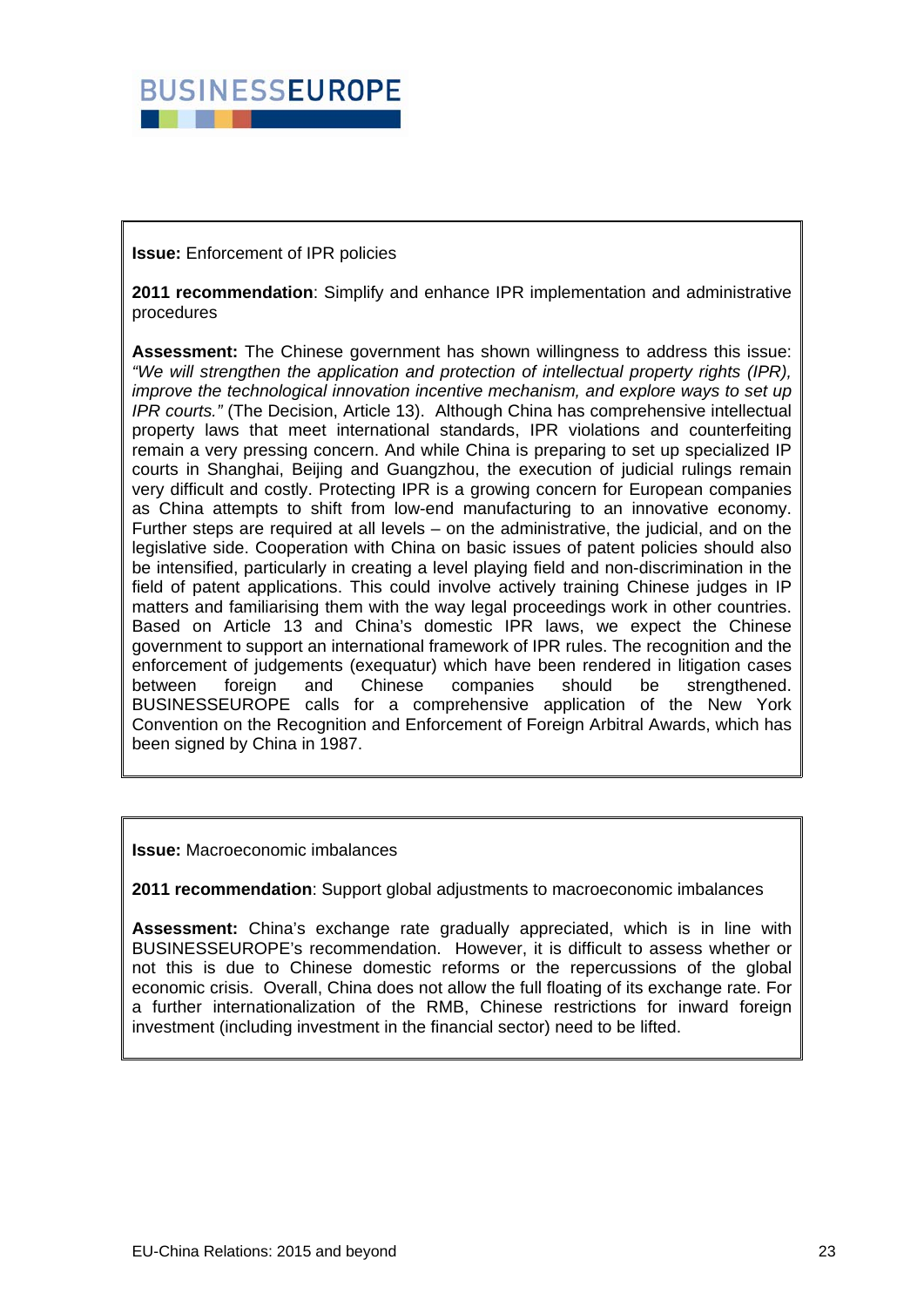**Issue:** Enforcement of IPR policies

**2011 recommendation**: Simplify and enhance IPR implementation and administrative procedures

**Assessment:** The Chinese government has shown willingness to address this issue: *"We will strengthen the application and protection of intellectual property rights (IPR), improve the technological innovation incentive mechanism, and explore ways to set up IPR courts."* (The Decision, Article 13). Although China has comprehensive intellectual property laws that meet international standards, IPR violations and counterfeiting remain a very pressing concern. And while China is preparing to set up specialized IP courts in Shanghai, Beijing and Guangzhou, the execution of judicial rulings remain very difficult and costly. Protecting IPR is a growing concern for European companies as China attempts to shift from low-end manufacturing to an innovative economy. Further steps are required at all levels – on the administrative, the judicial, and on the legislative side. Cooperation with China on basic issues of patent policies should also be intensified, particularly in creating a level playing field and non-discrimination in the field of patent applications. This could involve actively training Chinese judges in IP matters and familiarising them with the way legal proceedings work in other countries. Based on Article 13 and China's domestic IPR laws, we expect the Chinese government to support an international framework of IPR rules. The recognition and the enforcement of judgements (exequatur) which have been rendered in litigation cases between foreign and Chinese companies should be strengthened. BUSINESSEUROPE calls for a comprehensive application of the New York Convention on the Recognition and Enforcement of Foreign Arbitral Awards, which has been signed by China in 1987.

**Issue:** Macroeconomic imbalances

**2011 recommendation**: Support global adjustments to macroeconomic imbalances

**Assessment:** China's exchange rate gradually appreciated, which is in line with BUSINESSEUROPE's recommendation. However, it is difficult to assess whether or not this is due to Chinese domestic reforms or the repercussions of the global economic crisis. Overall, China does not allow the full floating of its exchange rate. For a further internationalization of the RMB, Chinese restrictions for inward foreign investment (including investment in the financial sector) need to be lifted.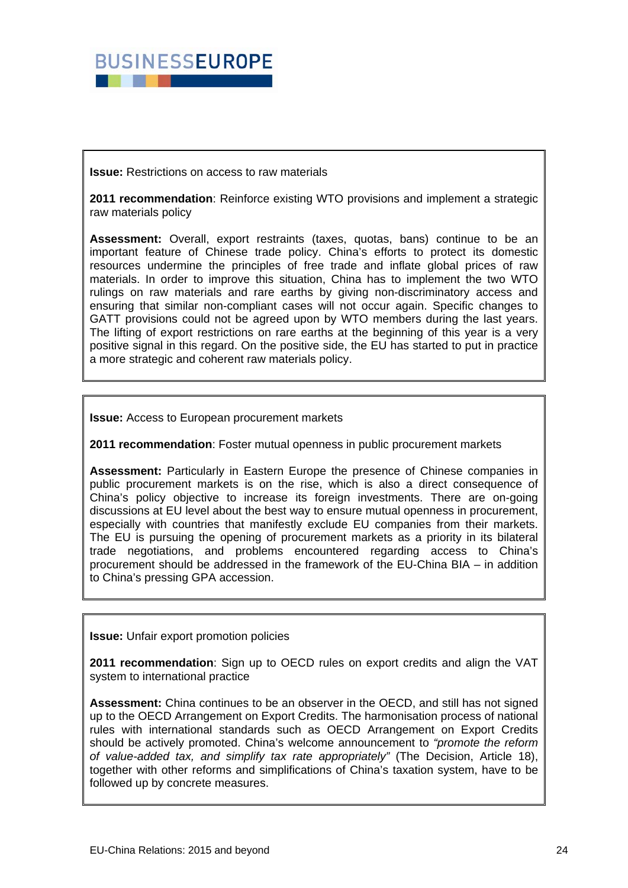**Issue:** Restrictions on access to raw materials

**2011 recommendation**: Reinforce existing WTO provisions and implement a strategic raw materials policy

**Assessment:** Overall, export restraints (taxes, quotas, bans) continue to be an important feature of Chinese trade policy. China's efforts to protect its domestic resources undermine the principles of free trade and inflate global prices of raw materials. In order to improve this situation, China has to implement the two WTO rulings on raw materials and rare earths by giving non-discriminatory access and ensuring that similar non-compliant cases will not occur again. Specific changes to GATT provisions could not be agreed upon by WTO members during the last years. The lifting of export restrictions on rare earths at the beginning of this year is a very positive signal in this regard. On the positive side, the EU has started to put in practice a more strategic and coherent raw materials policy.

**Issue:** Access to European procurement markets

**2011 recommendation**: Foster mutual openness in public procurement markets

**Assessment:** Particularly in Eastern Europe the presence of Chinese companies in public procurement markets is on the rise, which is also a direct consequence of China's policy objective to increase its foreign investments. There are on-going discussions at EU level about the best way to ensure mutual openness in procurement, especially with countries that manifestly exclude EU companies from their markets. The EU is pursuing the opening of procurement markets as a priority in its bilateral trade negotiations, and problems encountered regarding access to China's procurement should be addressed in the framework of the EU-China BIA – in addition to China's pressing GPA accession.

**Issue:** Unfair export promotion policies

**2011 recommendation**: Sign up to OECD rules on export credits and align the VAT system to international practice

**Assessment:** China continues to be an observer in the OECD, and still has not signed up to the OECD Arrangement on Export Credits. The harmonisation process of national rules with international standards such as OECD Arrangement on Export Credits should be actively promoted. China's welcome announcement to *"promote the reform of value-added tax, and simplify tax rate appropriately"* (The Decision, Article 18), together with other reforms and simplifications of China's taxation system, have to be followed up by concrete measures.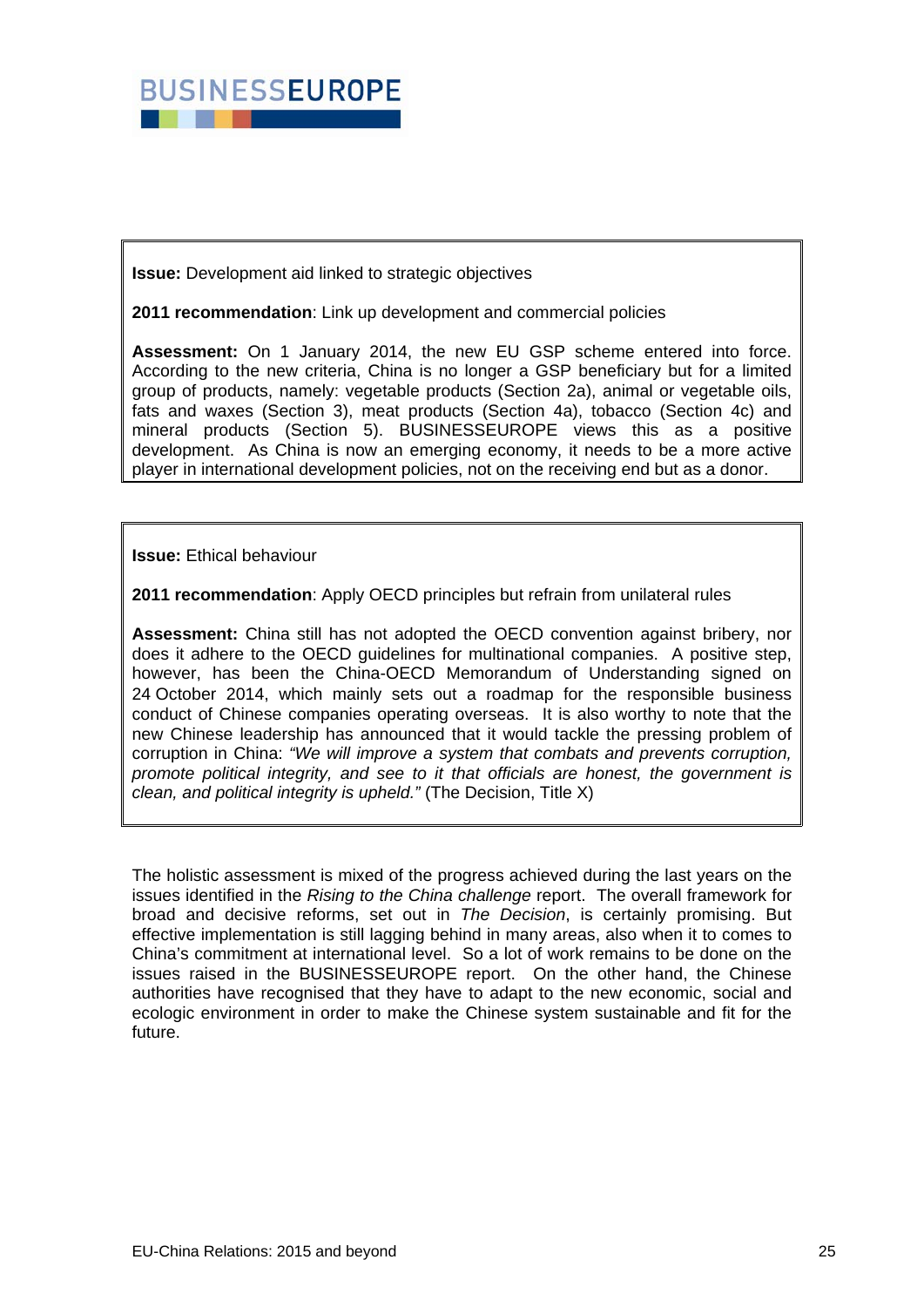**Issue:** Development aid linked to strategic objectives

**2011 recommendation**: Link up development and commercial policies

**Assessment:** On 1 January 2014, the new EU GSP scheme entered into force. According to the new criteria, China is no longer a GSP beneficiary but for a limited group of products, namely: vegetable products (Section 2a), animal or vegetable oils, fats and waxes (Section 3), meat products (Section 4a), tobacco (Section 4c) and mineral products (Section 5). BUSINESSEUROPE views this as a positive development. As China is now an emerging economy, it needs to be a more active player in international development policies, not on the receiving end but as a donor.

**Issue:** Ethical behaviour

**2011 recommendation**: Apply OECD principles but refrain from unilateral rules

**Assessment:** China still has not adopted the OECD convention against bribery, nor does it adhere to the OECD guidelines for multinational companies. A positive step, however, has been the China-OECD Memorandum of Understanding signed on 24 October 2014, which mainly sets out a roadmap for the responsible business conduct of Chinese companies operating overseas. It is also worthy to note that the new Chinese leadership has announced that it would tackle the pressing problem of corruption in China: *"We will improve a system that combats and prevents corruption, promote political integrity, and see to it that officials are honest, the government is clean, and political integrity is upheld."* (The Decision, Title X)

The holistic assessment is mixed of the progress achieved during the last years on the issues identified in the *Rising to the China challenge* report. The overall framework for broad and decisive reforms, set out in *The Decision*, is certainly promising. But effective implementation is still lagging behind in many areas, also when it to comes to China's commitment at international level. So a lot of work remains to be done on the issues raised in the BUSINESSEUROPE report. On the other hand, the Chinese authorities have recognised that they have to adapt to the new economic, social and ecologic environment in order to make the Chinese system sustainable and fit for the future.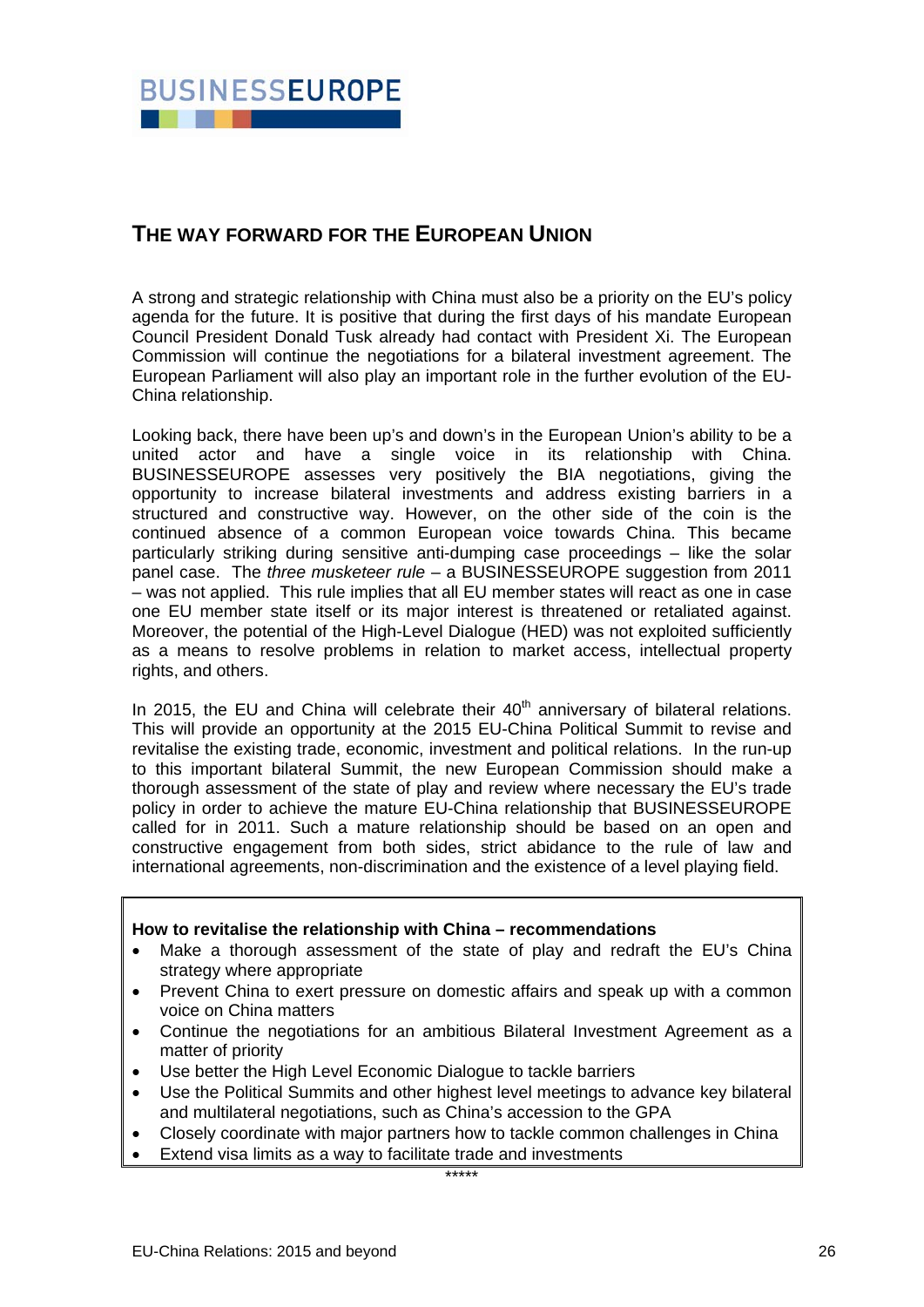## THE WAY FORWARD FOR THE EUROPEAN UNION

A strong and strategic relationship with China must also be a priority on the EU's policy agenda for the future. It is positive that during the first days of his mandate European Council President Donald Tusk already had contact with President Xi. The European Commission will continue the negotiations for a bilateral investment agreement. The European Parliament will also play an important role in the further evolution of the EU-China relationship.

Looking back, there have been up's and down's in the European Union's ability to be a united actor and have a single voice in its relationship with China. BUSINESSEUROPE assesses very positively the BIA negotiations, giving the opportunity to increase bilateral investments and address existing barriers in a structured and constructive way. However, on the other side of the coin is the continued absence of a common European voice towards China. This became particularly striking during sensitive anti-dumping case proceedings – like the solar panel case. The *three musketeer rule* – a BUSINESSEUROPE suggestion from 2011 – was not applied. This rule implies that all EU member states will react as one in case one EU member state itself or its major interest is threatened or retaliated against. Moreover, the potential of the High-Level Dialogue (HED) was not exploited sufficiently as a means to resolve problems in relation to market access, intellectual property rights, and others.

In 2015, the EU and China will celebrate their 40th anniversary of bilateral relations. This will provide an opportunity at the 2015 EU-China Political Summit to revise and revitalise the existing trade, economic, investment and political relations. In the run-up to this important bilateral Summit, the new European Commission should make a thorough assessment of the state of play and review where necessary the EU's trade policy in order to achieve the mature EU-China relationship that BUSINESSEUROPE called for in 2011. Such a mature relationship should be based on an open and constructive engagement from both sides, strict abidance to the rule of law and international agreements, non-discrimination and the existence of a level playing field.

**How to revitalise the relationship with China – recommendations**

- Make a thorough assessment of the state of play and redraft the EU's China strategy where appropriate
- Prevent China to exert pressure on domestic affairs and speak up with a common voice on China matters
- Continue the negotiations for an ambitious Bilateral Investment Agreement as a matter of priority
- Use better the High Level Economic Dialogue to tackle barriers
- Use the Political Summits and other highest level meetings to advance key bilateral and multilateral negotiations, such as China's accession to the GPA
- Closely coordinate with major partners how to tackle common challenges in China
- Extend visa limits as a way to facilitate trade and investments

*****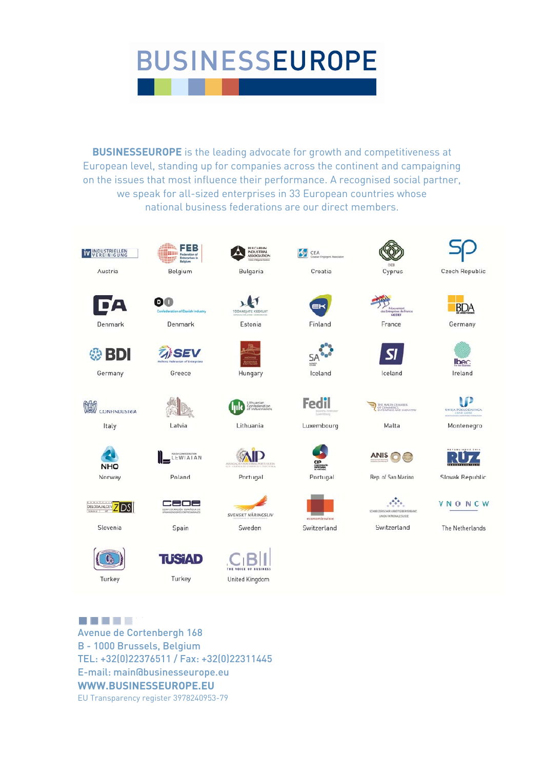# BUSINESSEUROPE

**BUSINESSEUROPE** is the leading advocate for growth and competitiveness at European level, standing up for companies across the continent and campaigning on the issues that most influence their performance. A recognised social partner, we speak for all-sized enterprises in 33 European countries whose national business federations are our direct members.

| | | | | | |
|---|---|---|---|---|---|
| Austria | Belgium | Bulgaria | Croatia | Cyprus | Czech Republic |
| Denmark | Denmark | Estonia | Finland | France | Germany |
| Germany | Greece | Hungary | Iceland | Iceland | Ireland |
| Italy | Latvia | Lithuania | Luxembourg | Malta | Montenegro |
| Norway | Poland | Portugal | Portugal | Rep. of San Marino | Slovak Republic |
| Slovenia | Spain | Sweden | Switzerland | Switzerland | The Netherlands |
| Turkey | Turkey | United Kingdom | | | |

Avenue de Cortenbergh 168
B - 1000 Brussels, Belgium
TEL: +32(0)22376511 / Fax: +32(0)22311445
E-mail: main@businesseurope.eu
**WWW.BUSINESSEUROPE.EU**
EU Transparency register 3978240953-79